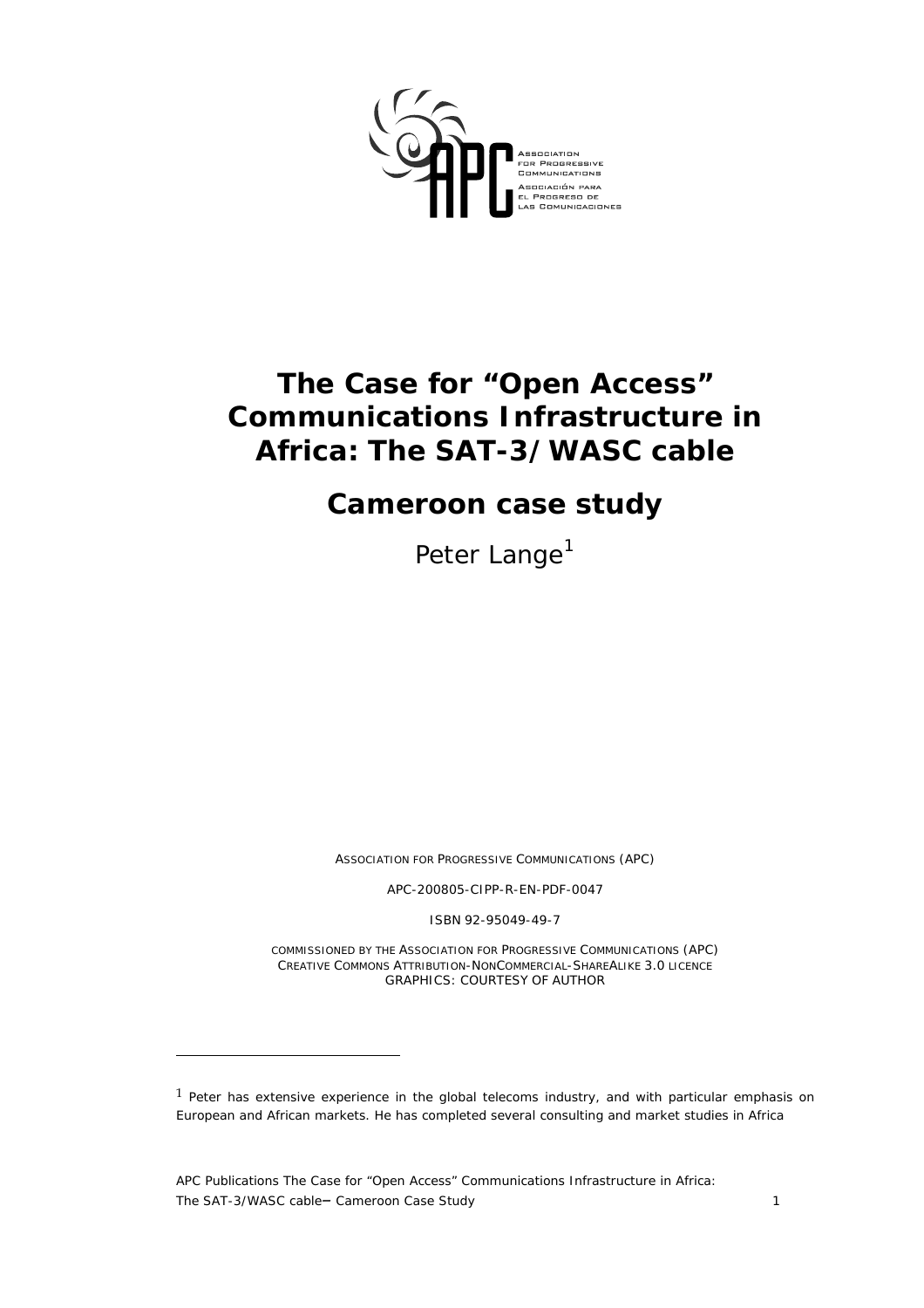# The Case for "Open Access" Communications Infrastructure in Africa: The SAT-3/WASC cable

## Cameroon case study

Peter Lange[1]

ASSOCIATION FOR PROGRESSIVE COMMUNICATIONS (APC)

APC-200805-CIPP-R-EN-PDF-0047

ISBN 92-95049-49-7

COMMISSIONED BY THE ASSOCIATION FOR PROGRESSIVE COMMUNICATIONS (APC)
CREATIVE COMMONS ATTRIBUTION-NONCOMMERCIAL-SHAREALIKE 3.0 LICENCE
GRAPHICS: COURTESY OF AUTHOR

---

[1] Peter has extensive experience in the global telecoms industry, and with particular emphasis on European and African markets. He has completed several consulting and market studies in Africa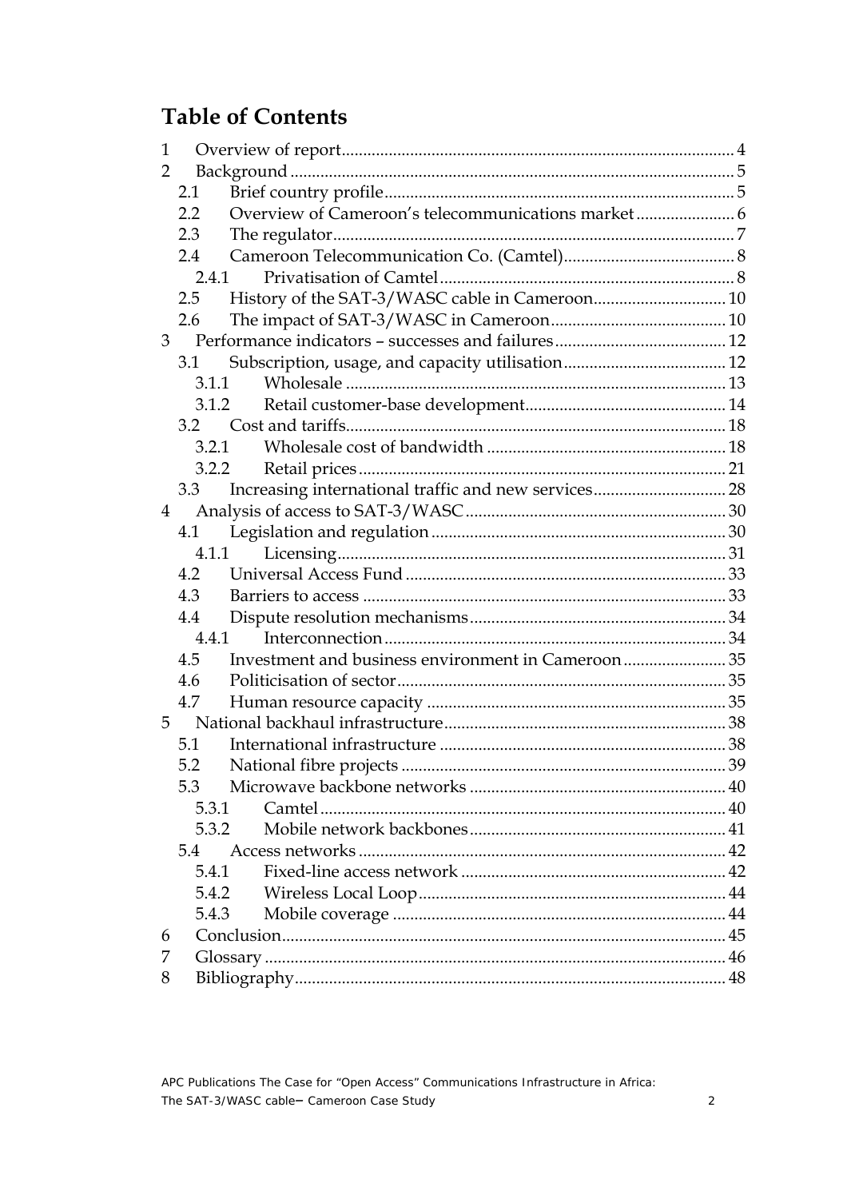# Table of Contents

- 1 Overview of report ... 4
- 2 Background ... 5
  - 2.1 Brief country profile ... 5
  - 2.2 Overview of Cameroon's telecommunications market ... 6
  - 2.3 The regulator ... 7
  - 2.4 Cameroon Telecommunication Co. (Camtel) ... 8
    - 2.4.1 Privatisation of Camtel ... 8
  - 2.5 History of the SAT-3/WASC cable in Cameroon ... 10
  - 2.6 The impact of SAT-3/WASC in Cameroon ... 10
- 3 Performance indicators – successes and failures ... 12
  - 3.1 Subscription, usage, and capacity utilisation ... 12
    - 3.1.1 Wholesale ... 13
    - 3.1.2 Retail customer-base development ... 14
  - 3.2 Cost and tariffs ... 18
    - 3.2.1 Wholesale cost of bandwidth ... 18
    - 3.2.2 Retail prices ... 21
  - 3.3 Increasing international traffic and new services ... 28
- 4 Analysis of access to SAT-3/WASC ... 30
  - 4.1 Legislation and regulation ... 30
    - 4.1.1 Licensing ... 31
  - 4.2 Universal Access Fund ... 33
  - 4.3 Barriers to access ... 33
  - 4.4 Dispute resolution mechanisms ... 34
    - 4.4.1 Interconnection ... 34
  - 4.5 Investment and business environment in Cameroon ... 35
  - 4.6 Politicisation of sector ... 35
  - 4.7 Human resource capacity ... 35
- 5 National backhaul infrastructure ... 38
  - 5.1 International infrastructure ... 38
  - 5.2 National fibre projects ... 39
  - 5.3 Microwave backbone networks ... 40
    - 5.3.1 Camtel ... 40
    - 5.3.2 Mobile network backbones ... 41
  - 5.4 Access networks ... 42
    - 5.4.1 Fixed-line access network ... 42
    - 5.4.2 Wireless Local Loop ... 44
    - 5.4.3 Mobile coverage ... 44
- 6 Conclusion ... 45
- 7 Glossary ... 46
- 8 Bibliography ... 48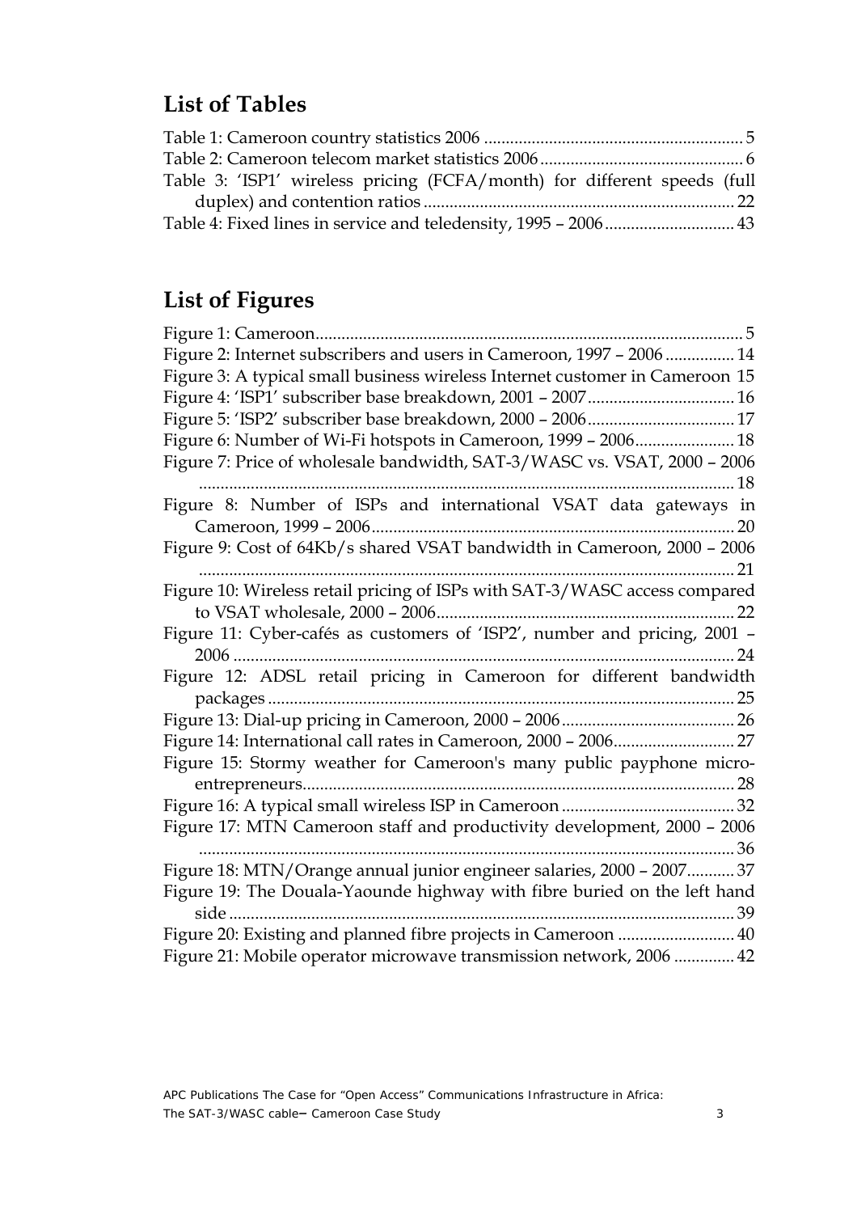## List of Tables

Table 1: Cameroon country statistics 2006 ............................................................ 5
Table 2: Cameroon telecom market statistics 2006 ............................................... 6
Table 3: 'ISP1' wireless pricing (FCFA/month) for different speeds (full duplex) and contention ratios ....................................................................... 22
Table 4: Fixed lines in service and teledensity, 1995 – 2006 .............................. 43

## List of Figures

Figure 1: Cameroon.................................................................................................. 5
Figure 2: Internet subscribers and users in Cameroon, 1997 – 2006 ................ 14
Figure 3: A typical small business wireless Internet customer in Cameroon 15
Figure 4: 'ISP1' subscriber base breakdown, 2001 – 2007 .................................. 16
Figure 5: 'ISP2' subscriber base breakdown, 2000 – 2006 .................................. 17
Figure 6: Number of Wi-Fi hotspots in Cameroon, 1999 – 2006....................... 18
Figure 7: Price of wholesale bandwidth, SAT-3/WASC vs. VSAT, 2000 – 2006 ........................................................................................................................... 18
Figure 8: Number of ISPs and international VSAT data gateways in Cameroon, 1999 – 2006.................................................................................... 20
Figure 9: Cost of 64Kb/s shared VSAT bandwidth in Cameroon, 2000 – 2006 ........................................................................................................................... 21
Figure 10: Wireless retail pricing of ISPs with SAT-3/WASC access compared to VSAT wholesale, 2000 – 2006.................................................................... 22
Figure 11: Cyber-cafés as customers of 'ISP2', number and pricing, 2001 – 2006 ................................................................................................................... 24
Figure 12: ADSL retail pricing in Cameroon for different bandwidth packages ........................................................................................................... 25
Figure 13: Dial-up pricing in Cameroon, 2000 – 2006........................................ 26
Figure 14: International call rates in Cameroon, 2000 – 2006............................ 27
Figure 15: Stormy weather for Cameroon's many public payphone micro-entrepreneurs................................................................................................... 28
Figure 16: A typical small wireless ISP in Cameroon ........................................ 32
Figure 17: MTN Cameroon staff and productivity development, 2000 – 2006 ........................................................................................................................... 36
Figure 18: MTN/Orange annual junior engineer salaries, 2000 – 2007........... 37
Figure 19: The Douala-Yaounde highway with fibre buried on the left hand side .................................................................................................................... 39
Figure 20: Existing and planned fibre projects in Cameroon ........................... 40
Figure 21: Mobile operator microwave transmission network, 2006 .............. 42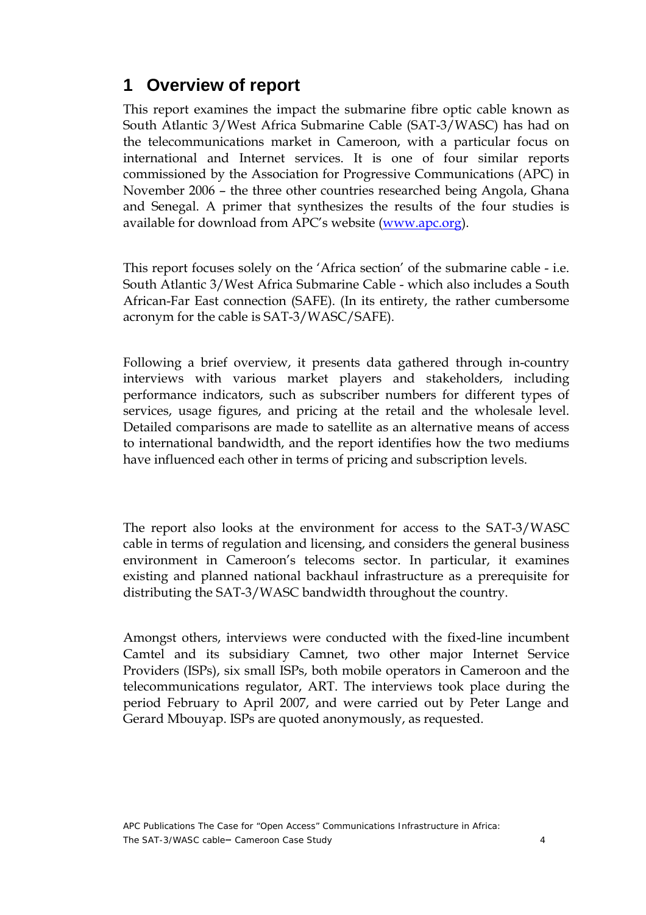# 1 Overview of report

This report examines the impact the submarine fibre optic cable known as South Atlantic 3/West Africa Submarine Cable (SAT-3/WASC) has had on the telecommunications market in Cameroon, with a particular focus on international and Internet services. It is one of four similar reports commissioned by the Association for Progressive Communications (APC) in November 2006 – the three other countries researched being Angola, Ghana and Senegal. A primer that synthesizes the results of the four studies is available for download from APC's website ([www.apc.org](http://www.apc.org)).

This report focuses solely on the 'Africa section' of the submarine cable - i.e. South Atlantic 3/West Africa Submarine Cable - which also includes a South African-Far East connection (SAFE). (In its entirety, the rather cumbersome acronym for the cable is SAT-3/WASC/SAFE).

Following a brief overview, it presents data gathered through in-country interviews with various market players and stakeholders, including performance indicators, such as subscriber numbers for different types of services, usage figures, and pricing at the retail and the wholesale level. Detailed comparisons are made to satellite as an alternative means of access to international bandwidth, and the report identifies how the two mediums have influenced each other in terms of pricing and subscription levels.

The report also looks at the environment for access to the SAT-3/WASC cable in terms of regulation and licensing, and considers the general business environment in Cameroon's telecoms sector. In particular, it examines existing and planned national backhaul infrastructure as a prerequisite for distributing the SAT-3/WASC bandwidth throughout the country.

Amongst others, interviews were conducted with the fixed-line incumbent Camtel and its subsidiary Camnet, two other major Internet Service Providers (ISPs), six small ISPs, both mobile operators in Cameroon and the telecommunications regulator, ART. The interviews took place during the period February to April 2007, and were carried out by Peter Lange and Gerard Mbouyap. ISPs are quoted anonymously, as requested.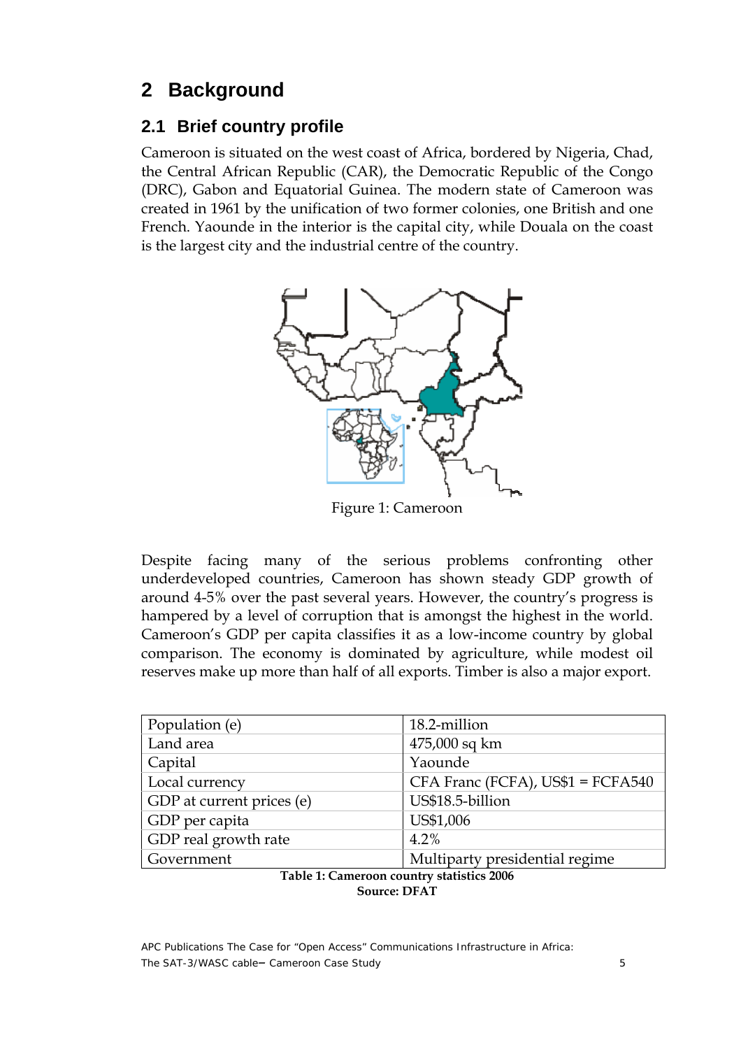# 2 Background

## 2.1 Brief country profile

Cameroon is situated on the west coast of Africa, bordered by Nigeria, Chad, the Central African Republic (CAR), the Democratic Republic of the Congo (DRC), Gabon and Equatorial Guinea. The modern state of Cameroon was created in 1961 by the unification of two former colonies, one British and one French. Yaounde in the interior is the capital city, while Douala on the coast is the largest city and the industrial centre of the country.

Figure 1: Cameroon

Despite facing many of the serious problems confronting other underdeveloped countries, Cameroon has shown steady GDP growth of around 4-5% over the past several years. However, the country's progress is hampered by a level of corruption that is amongst the highest in the world. Cameroon's GDP per capita classifies it as a low-income country by global comparison. The economy is dominated by agriculture, while modest oil reserves make up more than half of all exports. Timber is also a major export.

| | |
|---|---|
| Population (e) | 18.2-million |
| Land area | 475,000 sq km |
| Capital | Yaounde |
| Local currency | CFA Franc (FCFA), US$1 = FCFA540 |
| GDP at current prices (e) | US$18.5-billion |
| GDP per capita | US$1,006 |
| GDP real growth rate | 4.2% |
| Government | Multiparty presidential regime |

**Table 1: Cameroon country statistics 2006**
**Source: DFAT**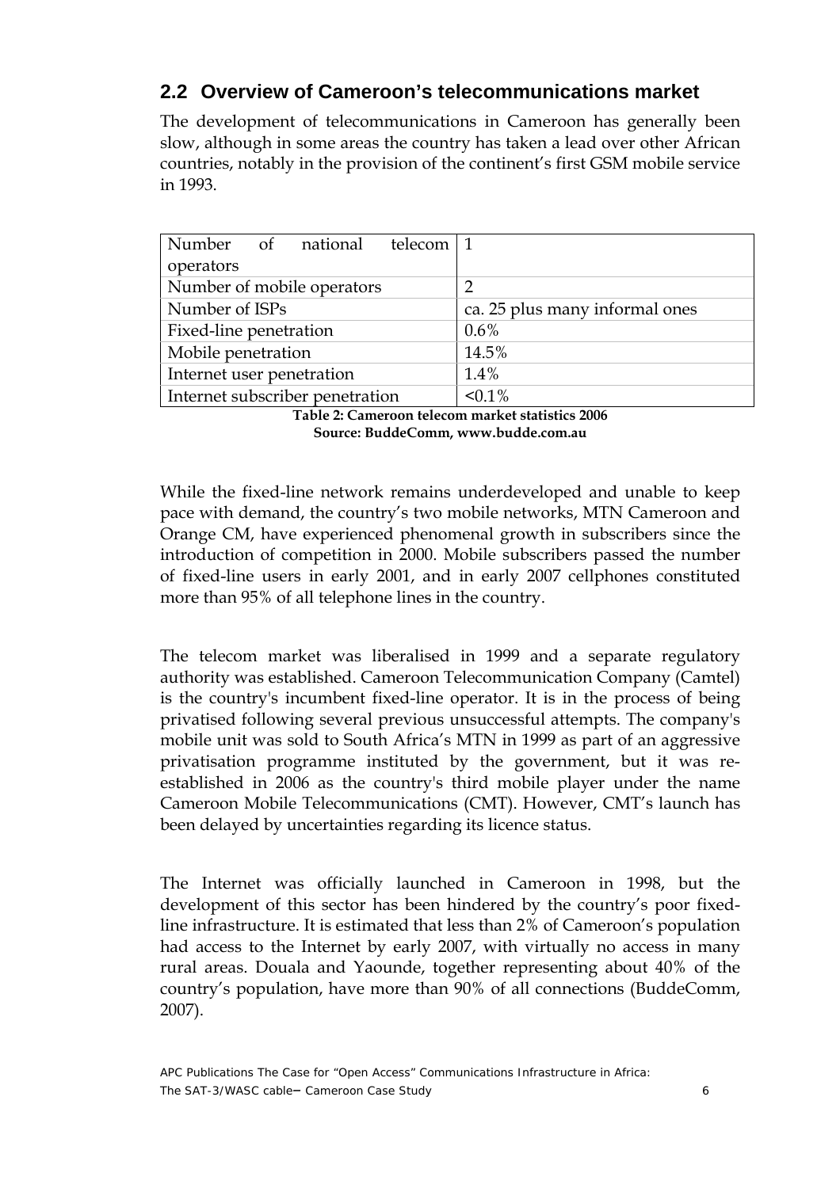## 2.2 Overview of Cameroon's telecommunications market

The development of telecommunications in Cameroon has generally been slow, although in some areas the country has taken a lead over other African countries, notably in the provision of the continent's first GSM mobile service in 1993.

| | |
|---|---|
| Number of national telecom operators | 1 |
| Number of mobile operators | 2 |
| Number of ISPs | ca. 25 plus many informal ones |
| Fixed-line penetration | 0.6% |
| Mobile penetration | 14.5% |
| Internet user penetration | 1.4% |
| Internet subscriber penetration | <0.1% |

**Table 2: Cameroon telecom market statistics 2006**
**Source: BuddeComm, www.budde.com.au**

While the fixed-line network remains underdeveloped and unable to keep pace with demand, the country's two mobile networks, MTN Cameroon and Orange CM, have experienced phenomenal growth in subscribers since the introduction of competition in 2000. Mobile subscribers passed the number of fixed-line users in early 2001, and in early 2007 cellphones constituted more than 95% of all telephone lines in the country.

The telecom market was liberalised in 1999 and a separate regulatory authority was established. Cameroon Telecommunication Company (Camtel) is the country's incumbent fixed-line operator. It is in the process of being privatised following several previous unsuccessful attempts. The company's mobile unit was sold to South Africa's MTN in 1999 as part of an aggressive privatisation programme instituted by the government, but it was re-established in 2006 as the country's third mobile player under the name Cameroon Mobile Telecommunications (CMT). However, CMT's launch has been delayed by uncertainties regarding its licence status.

The Internet was officially launched in Cameroon in 1998, but the development of this sector has been hindered by the country's poor fixed-line infrastructure. It is estimated that less than 2% of Cameroon's population had access to the Internet by early 2007, with virtually no access in many rural areas. Douala and Yaounde, together representing about 40% of the country's population, have more than 90% of all connections (BuddeComm, 2007).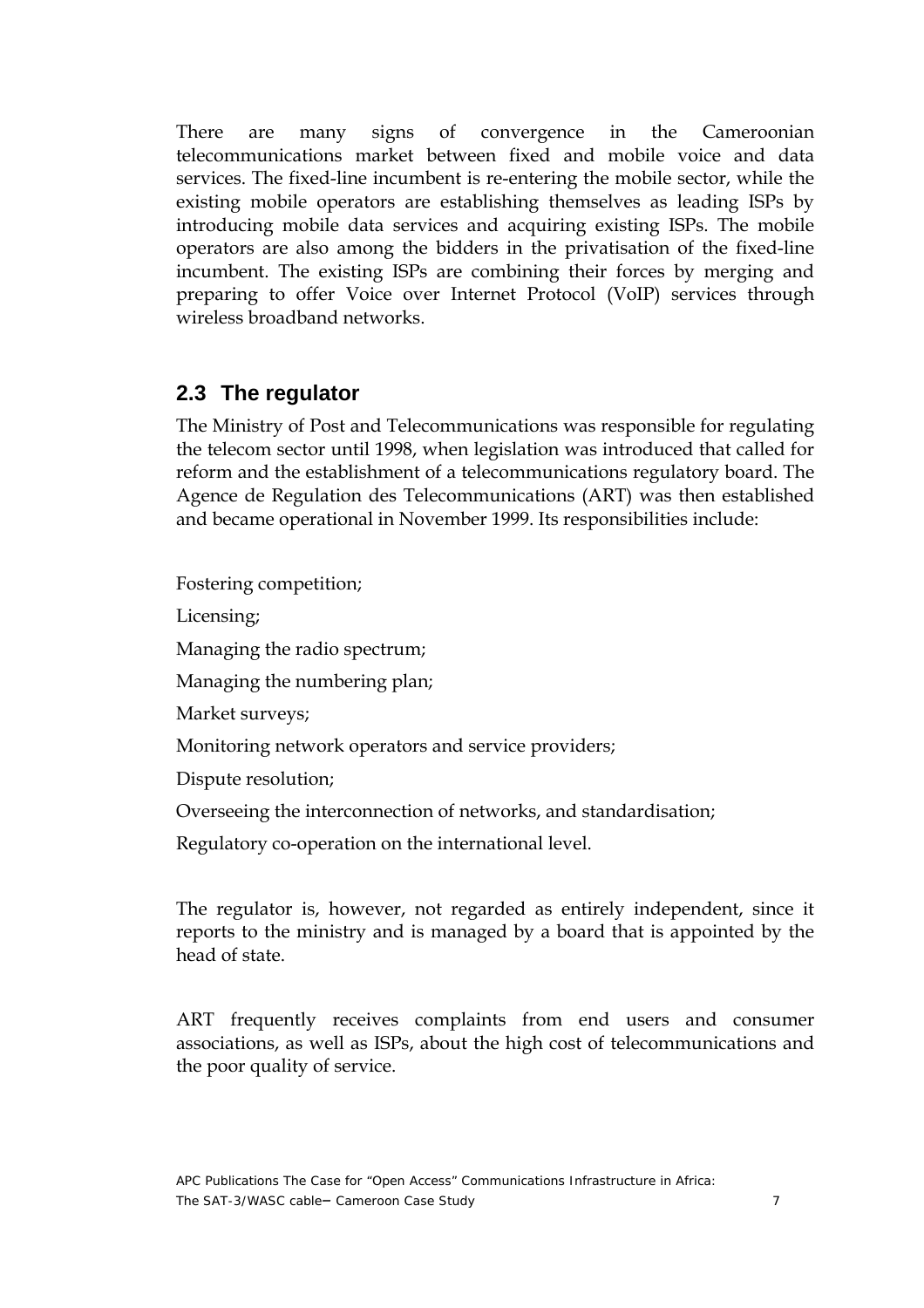There are many signs of convergence in the Cameroonian telecommunications market between fixed and mobile voice and data services. The fixed-line incumbent is re-entering the mobile sector, while the existing mobile operators are establishing themselves as leading ISPs by introducing mobile data services and acquiring existing ISPs. The mobile operators are also among the bidders in the privatisation of the fixed-line incumbent. The existing ISPs are combining their forces by merging and preparing to offer Voice over Internet Protocol (VoIP) services through wireless broadband networks.

## 2.3 The regulator

The Ministry of Post and Telecommunications was responsible for regulating the telecom sector until 1998, when legislation was introduced that called for reform and the establishment of a telecommunications regulatory board. The Agence de Regulation des Telecommunications (ART) was then established and became operational in November 1999. Its responsibilities include:

Fostering competition;

Licensing;

Managing the radio spectrum;

Managing the numbering plan;

Market surveys;

Monitoring network operators and service providers;

Dispute resolution;

Overseeing the interconnection of networks, and standardisation;

Regulatory co-operation on the international level.

The regulator is, however, not regarded as entirely independent, since it reports to the ministry and is managed by a board that is appointed by the head of state.

ART frequently receives complaints from end users and consumer associations, as well as ISPs, about the high cost of telecommunications and the poor quality of service.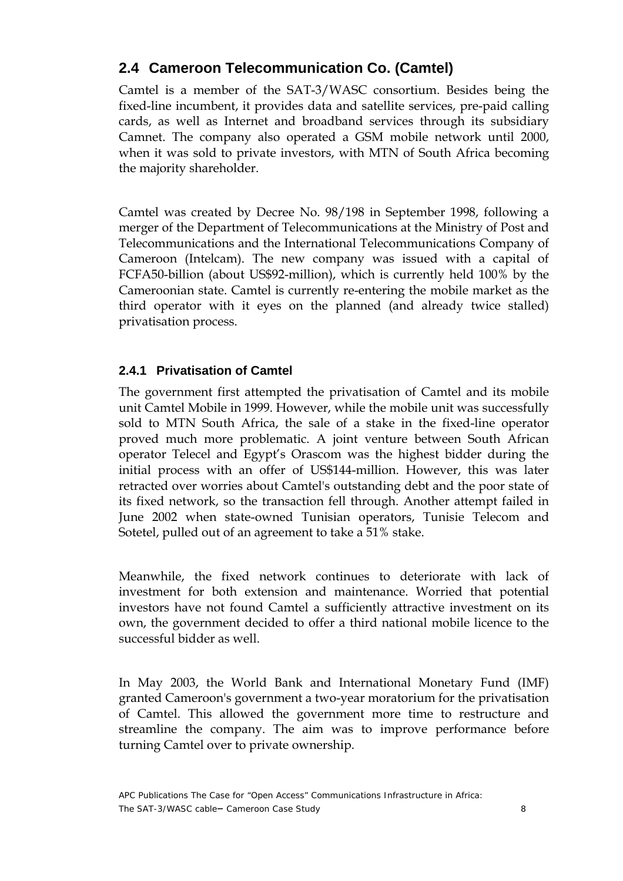## 2.4 Cameroon Telecommunication Co. (Camtel)

Camtel is a member of the SAT-3/WASC consortium. Besides being the fixed-line incumbent, it provides data and satellite services, pre-paid calling cards, as well as Internet and broadband services through its subsidiary Camnet. The company also operated a GSM mobile network until 2000, when it was sold to private investors, with MTN of South Africa becoming the majority shareholder.

Camtel was created by Decree No. 98/198 in September 1998, following a merger of the Department of Telecommunications at the Ministry of Post and Telecommunications and the International Telecommunications Company of Cameroon (Intelcam). The new company was issued with a capital of FCFA50-billion (about US$92-million), which is currently held 100% by the Cameroonian state. Camtel is currently re-entering the mobile market as the third operator with it eyes on the planned (and already twice stalled) privatisation process.

### 2.4.1 Privatisation of Camtel

The government first attempted the privatisation of Camtel and its mobile unit Camtel Mobile in 1999. However, while the mobile unit was successfully sold to MTN South Africa, the sale of a stake in the fixed-line operator proved much more problematic. A joint venture between South African operator Telecel and Egypt's Orascom was the highest bidder during the initial process with an offer of US$144-million. However, this was later retracted over worries about Camtel's outstanding debt and the poor state of its fixed network, so the transaction fell through. Another attempt failed in June 2002 when state-owned Tunisian operators, Tunisie Telecom and Sotetel, pulled out of an agreement to take a 51% stake.

Meanwhile, the fixed network continues to deteriorate with lack of investment for both extension and maintenance. Worried that potential investors have not found Camtel a sufficiently attractive investment on its own, the government decided to offer a third national mobile licence to the successful bidder as well.

In May 2003, the World Bank and International Monetary Fund (IMF) granted Cameroon's government a two-year moratorium for the privatisation of Camtel. This allowed the government more time to restructure and streamline the company. The aim was to improve performance before turning Camtel over to private ownership.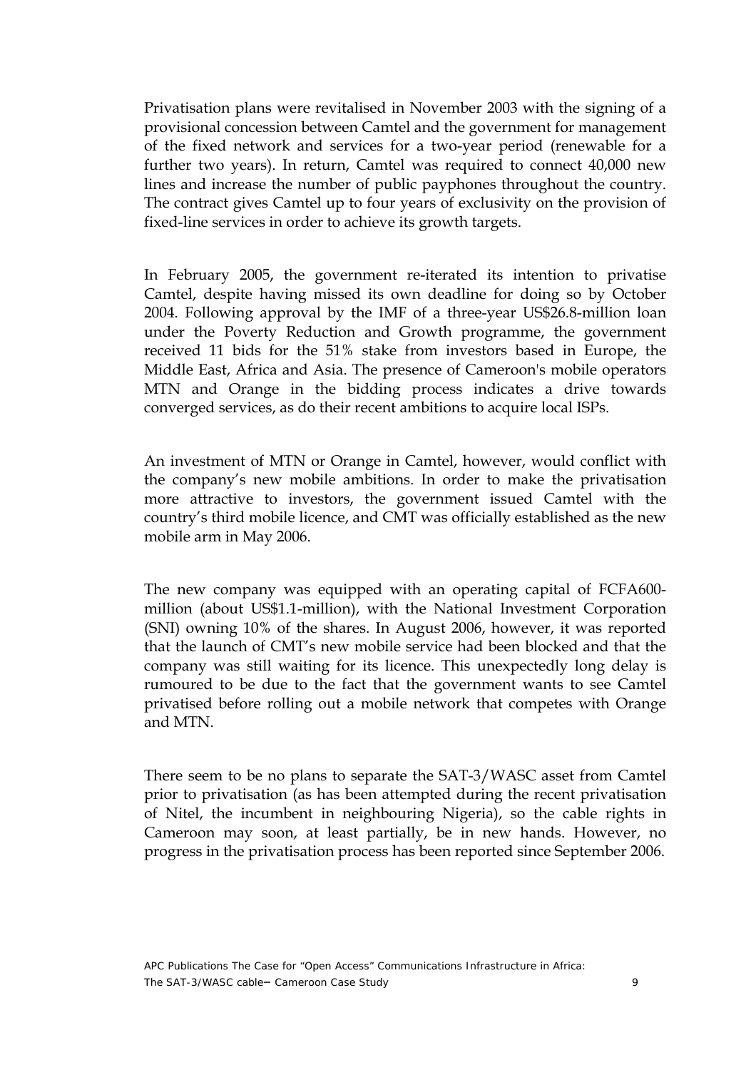Privatisation plans were revitalised in November 2003 with the signing of a provisional concession between Camtel and the government for management of the fixed network and services for a two-year period (renewable for a further two years). In return, Camtel was required to connect 40,000 new lines and increase the number of public payphones throughout the country. The contract gives Camtel up to four years of exclusivity on the provision of fixed-line services in order to achieve its growth targets.

In February 2005, the government re-iterated its intention to privatise Camtel, despite having missed its own deadline for doing so by October 2004. Following approval by the IMF of a three-year US$26.8-million loan under the Poverty Reduction and Growth programme, the government received 11 bids for the 51% stake from investors based in Europe, the Middle East, Africa and Asia. The presence of Cameroon's mobile operators MTN and Orange in the bidding process indicates a drive towards converged services, as do their recent ambitions to acquire local ISPs.

An investment of MTN or Orange in Camtel, however, would conflict with the company's new mobile ambitions. In order to make the privatisation more attractive to investors, the government issued Camtel with the country's third mobile licence, and CMT was officially established as the new mobile arm in May 2006.

The new company was equipped with an operating capital of FCFA600-million (about US$1.1-million), with the National Investment Corporation (SNI) owning 10% of the shares. In August 2006, however, it was reported that the launch of CMT's new mobile service had been blocked and that the company was still waiting for its licence. This unexpectedly long delay is rumoured to be due to the fact that the government wants to see Camtel privatised before rolling out a mobile network that competes with Orange and MTN.

There seem to be no plans to separate the SAT-3/WASC asset from Camtel prior to privatisation (as has been attempted during the recent privatisation of Nitel, the incumbent in neighbouring Nigeria), so the cable rights in Cameroon may soon, at least partially, be in new hands. However, no progress in the privatisation process has been reported since September 2006.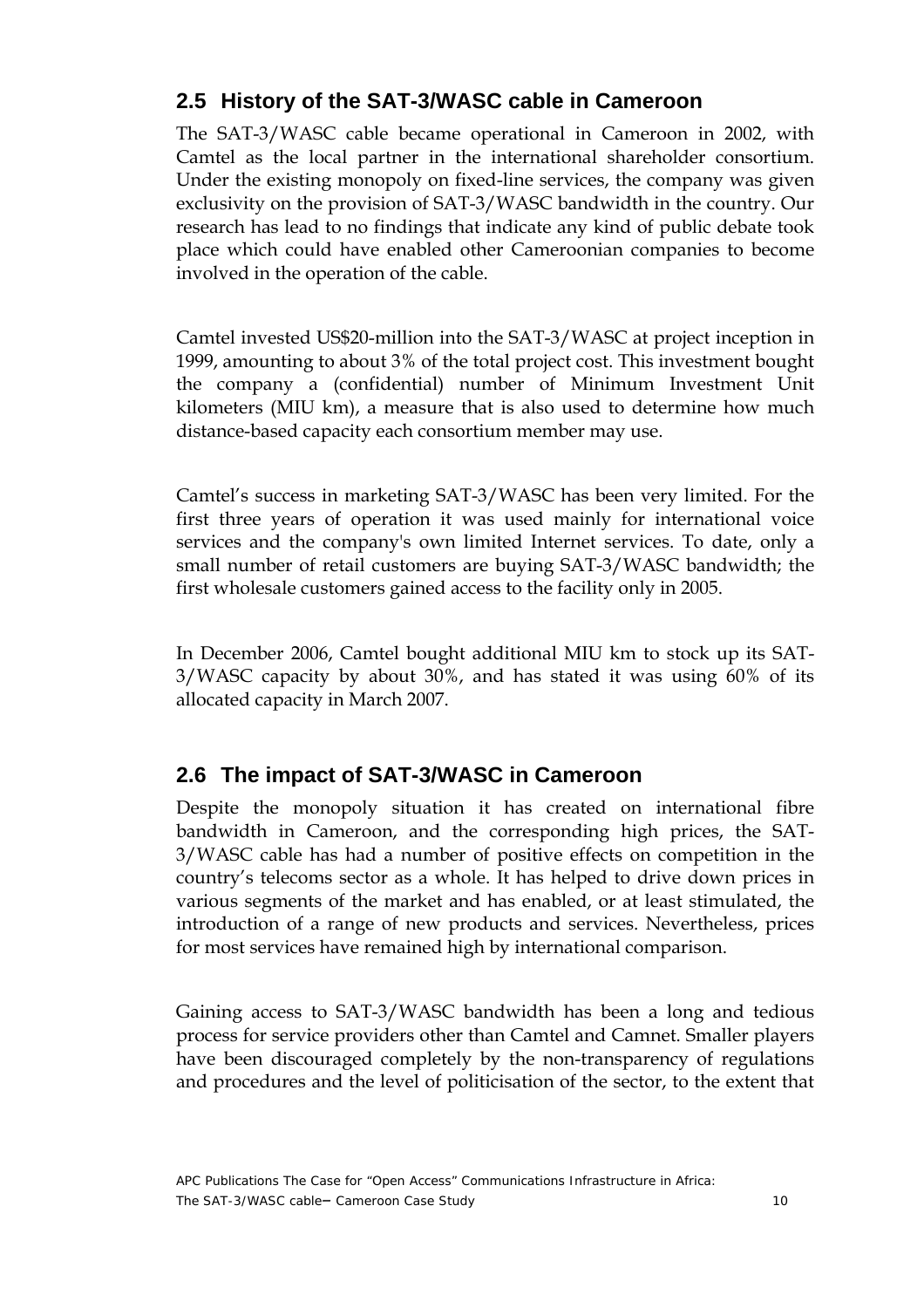## 2.5 History of the SAT-3/WASC cable in Cameroon

The SAT-3/WASC cable became operational in Cameroon in 2002, with Camtel as the local partner in the international shareholder consortium. Under the existing monopoly on fixed-line services, the company was given exclusivity on the provision of SAT-3/WASC bandwidth in the country. Our research has lead to no findings that indicate any kind of public debate took place which could have enabled other Cameroonian companies to become involved in the operation of the cable.

Camtel invested US$20-million into the SAT-3/WASC at project inception in 1999, amounting to about 3% of the total project cost. This investment bought the company a (confidential) number of Minimum Investment Unit kilometers (MIU km), a measure that is also used to determine how much distance-based capacity each consortium member may use.

Camtel's success in marketing SAT-3/WASC has been very limited. For the first three years of operation it was used mainly for international voice services and the company's own limited Internet services. To date, only a small number of retail customers are buying SAT-3/WASC bandwidth; the first wholesale customers gained access to the facility only in 2005.

In December 2006, Camtel bought additional MIU km to stock up its SAT-3/WASC capacity by about 30%, and has stated it was using 60% of its allocated capacity in March 2007.

## 2.6 The impact of SAT-3/WASC in Cameroon

Despite the monopoly situation it has created on international fibre bandwidth in Cameroon, and the corresponding high prices, the SAT-3/WASC cable has had a number of positive effects on competition in the country's telecoms sector as a whole. It has helped to drive down prices in various segments of the market and has enabled, or at least stimulated, the introduction of a range of new products and services. Nevertheless, prices for most services have remained high by international comparison.

Gaining access to SAT-3/WASC bandwidth has been a long and tedious process for service providers other than Camtel and Camnet. Smaller players have been discouraged completely by the non-transparency of regulations and procedures and the level of politicisation of the sector, to the extent that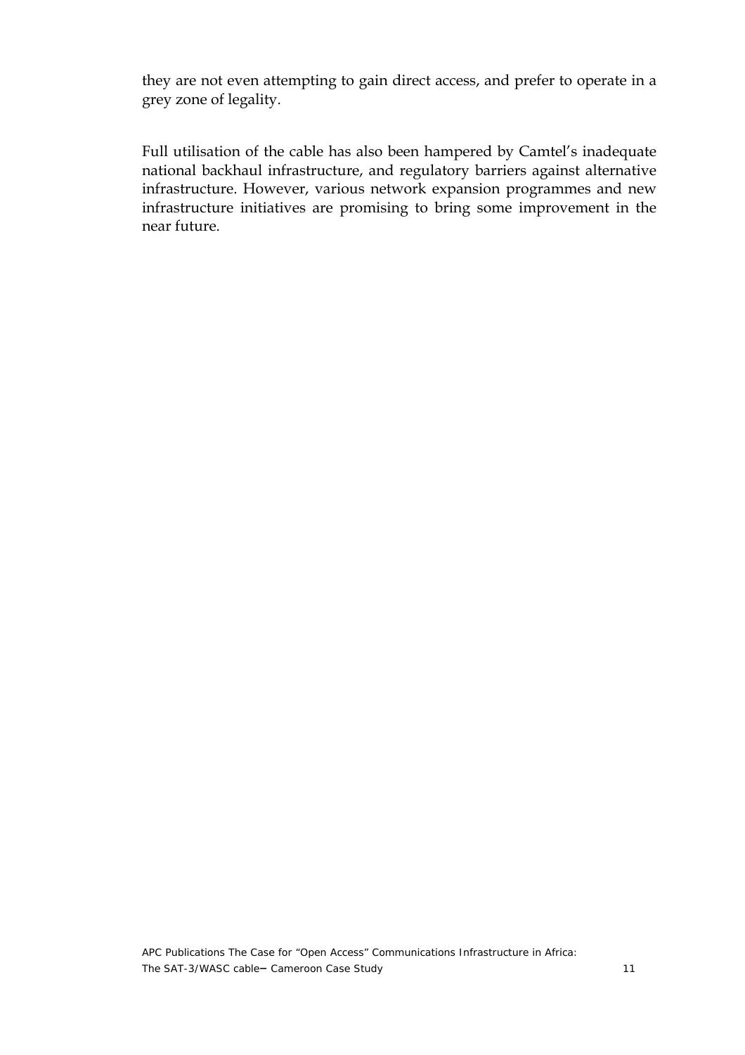they are not even attempting to gain direct access, and prefer to operate in a grey zone of legality.

Full utilisation of the cable has also been hampered by Camtel's inadequate national backhaul infrastructure, and regulatory barriers against alternative infrastructure. However, various network expansion programmes and new infrastructure initiatives are promising to bring some improvement in the near future.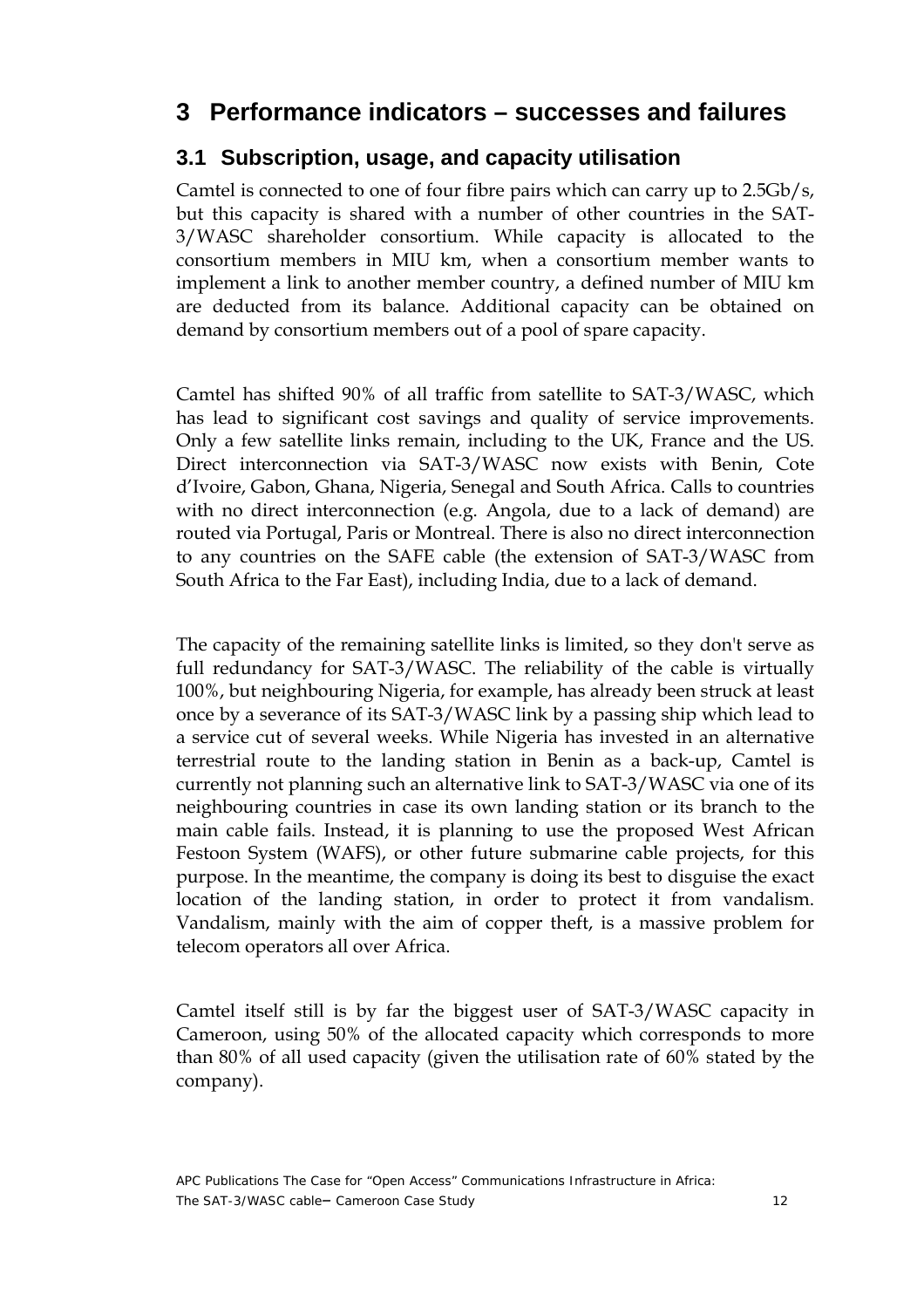# 3 Performance indicators – successes and failures

## 3.1 Subscription, usage, and capacity utilisation

Camtel is connected to one of four fibre pairs which can carry up to 2.5Gb/s, but this capacity is shared with a number of other countries in the SAT-3/WASC shareholder consortium. While capacity is allocated to the consortium members in MIU km, when a consortium member wants to implement a link to another member country, a defined number of MIU km are deducted from its balance. Additional capacity can be obtained on demand by consortium members out of a pool of spare capacity.

Camtel has shifted 90% of all traffic from satellite to SAT-3/WASC, which has lead to significant cost savings and quality of service improvements. Only a few satellite links remain, including to the UK, France and the US. Direct interconnection via SAT-3/WASC now exists with Benin, Cote d'Ivoire, Gabon, Ghana, Nigeria, Senegal and South Africa. Calls to countries with no direct interconnection (e.g. Angola, due to a lack of demand) are routed via Portugal, Paris or Montreal. There is also no direct interconnection to any countries on the SAFE cable (the extension of SAT-3/WASC from South Africa to the Far East), including India, due to a lack of demand.

The capacity of the remaining satellite links is limited, so they don't serve as full redundancy for SAT-3/WASC. The reliability of the cable is virtually 100%, but neighbouring Nigeria, for example, has already been struck at least once by a severance of its SAT-3/WASC link by a passing ship which lead to a service cut of several weeks. While Nigeria has invested in an alternative terrestrial route to the landing station in Benin as a back-up, Camtel is currently not planning such an alternative link to SAT-3/WASC via one of its neighbouring countries in case its own landing station or its branch to the main cable fails. Instead, it is planning to use the proposed West African Festoon System (WAFS), or other future submarine cable projects, for this purpose. In the meantime, the company is doing its best to disguise the exact location of the landing station, in order to protect it from vandalism. Vandalism, mainly with the aim of copper theft, is a massive problem for telecom operators all over Africa.

Camtel itself still is by far the biggest user of SAT-3/WASC capacity in Cameroon, using 50% of the allocated capacity which corresponds to more than 80% of all used capacity (given the utilisation rate of 60% stated by the company).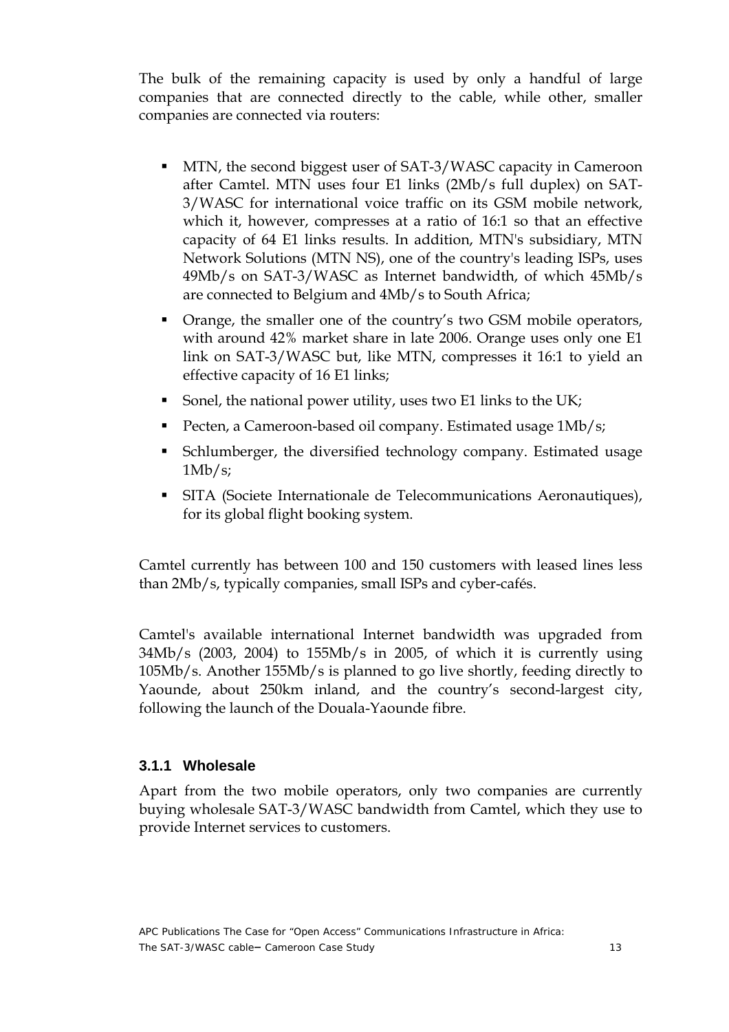The bulk of the remaining capacity is used by only a handful of large companies that are connected directly to the cable, while other, smaller companies are connected via routers:

- MTN, the second biggest user of SAT-3/WASC capacity in Cameroon after Camtel. MTN uses four E1 links (2Mb/s full duplex) on SAT-3/WASC for international voice traffic on its GSM mobile network, which it, however, compresses at a ratio of 16:1 so that an effective capacity of 64 E1 links results. In addition, MTN's subsidiary, MTN Network Solutions (MTN NS), one of the country's leading ISPs, uses 49Mb/s on SAT-3/WASC as Internet bandwidth, of which 45Mb/s are connected to Belgium and 4Mb/s to South Africa;
- Orange, the smaller one of the country's two GSM mobile operators, with around 42% market share in late 2006. Orange uses only one E1 link on SAT-3/WASC but, like MTN, compresses it 16:1 to yield an effective capacity of 16 E1 links;
- Sonel, the national power utility, uses two E1 links to the UK;
- Pecten, a Cameroon-based oil company. Estimated usage 1Mb/s;
- Schlumberger, the diversified technology company. Estimated usage 1Mb/s;
- SITA (Societe Internationale de Telecommunications Aeronautiques), for its global flight booking system.

Camtel currently has between 100 and 150 customers with leased lines less than 2Mb/s, typically companies, small ISPs and cyber-cafés.

Camtel's available international Internet bandwidth was upgraded from 34Mb/s (2003, 2004) to 155Mb/s in 2005, of which it is currently using 105Mb/s. Another 155Mb/s is planned to go live shortly, feeding directly to Yaounde, about 250km inland, and the country's second-largest city, following the launch of the Douala-Yaounde fibre.

### 3.1.1 Wholesale

Apart from the two mobile operators, only two companies are currently buying wholesale SAT-3/WASC bandwidth from Camtel, which they use to provide Internet services to customers.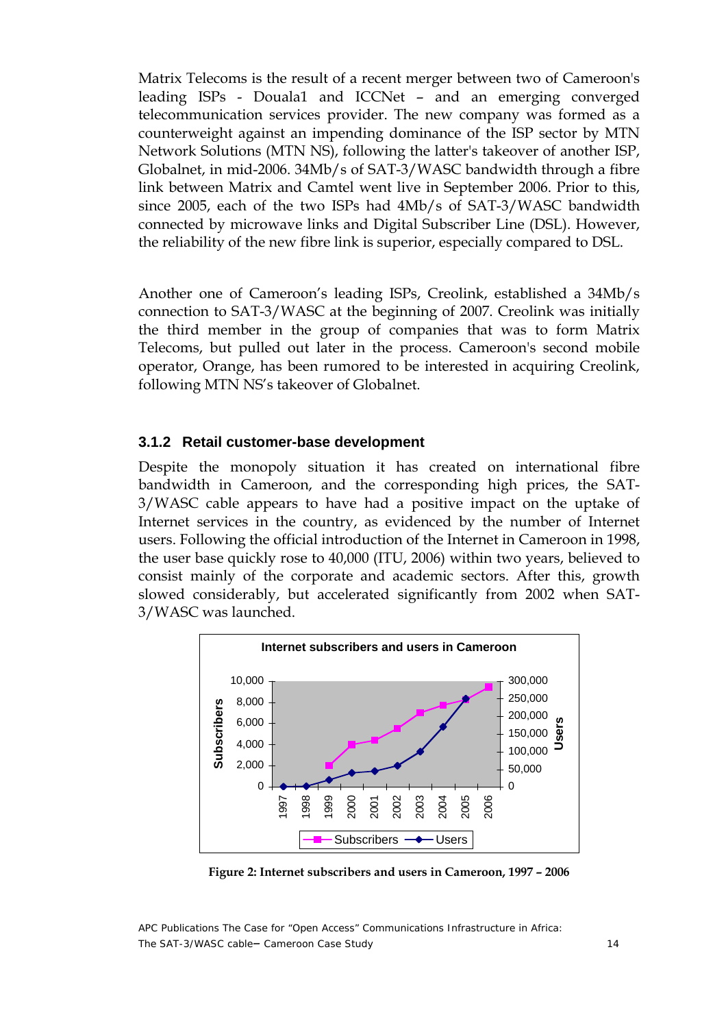Matrix Telecoms is the result of a recent merger between two of Cameroon's leading ISPs - Douala1 and ICCNet – and an emerging converged telecommunication services provider. The new company was formed as a counterweight against an impending dominance of the ISP sector by MTN Network Solutions (MTN NS), following the latter's takeover of another ISP, Globalnet, in mid-2006. 34Mb/s of SAT-3/WASC bandwidth through a fibre link between Matrix and Camtel went live in September 2006. Prior to this, since 2005, each of the two ISPs had 4Mb/s of SAT-3/WASC bandwidth connected by microwave links and Digital Subscriber Line (DSL). However, the reliability of the new fibre link is superior, especially compared to DSL.

Another one of Cameroon's leading ISPs, Creolink, established a 34Mb/s connection to SAT-3/WASC at the beginning of 2007. Creolink was initially the third member in the group of companies that was to form Matrix Telecoms, but pulled out later in the process. Cameroon's second mobile operator, Orange, has been rumored to be interested in acquiring Creolink, following MTN NS's takeover of Globalnet.

### 3.1.2 Retail customer-base development

Despite the monopoly situation it has created on international fibre bandwidth in Cameroon, and the corresponding high prices, the SAT-3/WASC cable appears to have had a positive impact on the uptake of Internet services in the country, as evidenced by the number of Internet users. Following the official introduction of the Internet in Cameroon in 1998, the user base quickly rose to 40,000 (ITU, 2006) within two years, believed to consist mainly of the corporate and academic sectors. After this, growth slowed considerably, but accelerated significantly from 2002 when SAT-3/WASC was launched.

Internet subscribers and users in Cameroon

Subscribers: 0, 2,000, 4,000, 6,000, 8,000, 10,000

Users: 0, 50,000, 100,000, 150,000, 200,000, 250,000, 300,000

1997, 1998, 1999, 2000, 2001, 2002, 2003, 2004, 2005, 2006

Subscribers, Users

**Figure 2: Internet subscribers and users in Cameroon, 1997 – 2006**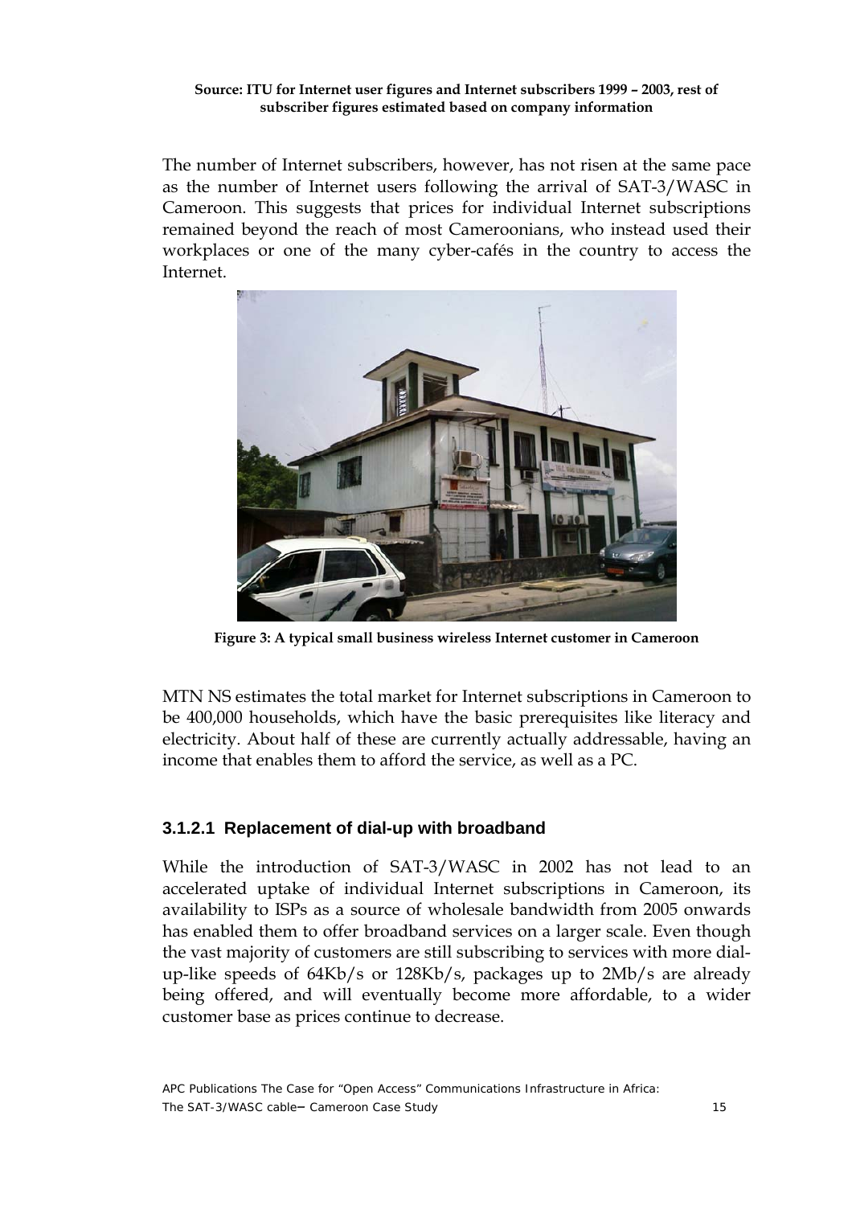**Source: ITU for Internet user figures and Internet subscribers 1999 – 2003, rest of subscriber figures estimated based on company information**

The number of Internet subscribers, however, has not risen at the same pace as the number of Internet users following the arrival of SAT-3/WASC in Cameroon. This suggests that prices for individual Internet subscriptions remained beyond the reach of most Cameroonians, who instead used their workplaces or one of the many cyber-cafés in the country to access the Internet.

**Figure 3: A typical small business wireless Internet customer in Cameroon**

MTN NS estimates the total market for Internet subscriptions in Cameroon to be 400,000 households, which have the basic prerequisites like literacy and electricity. About half of these are currently actually addressable, having an income that enables them to afford the service, as well as a PC.

#### 3.1.2.1 Replacement of dial-up with broadband

While the introduction of SAT-3/WASC in 2002 has not lead to an accelerated uptake of individual Internet subscriptions in Cameroon, its availability to ISPs as a source of wholesale bandwidth from 2005 onwards has enabled them to offer broadband services on a larger scale. Even though the vast majority of customers are still subscribing to services with more dial-up-like speeds of 64Kb/s or 128Kb/s, packages up to 2Mb/s are already being offered, and will eventually become more affordable, to a wider customer base as prices continue to decrease.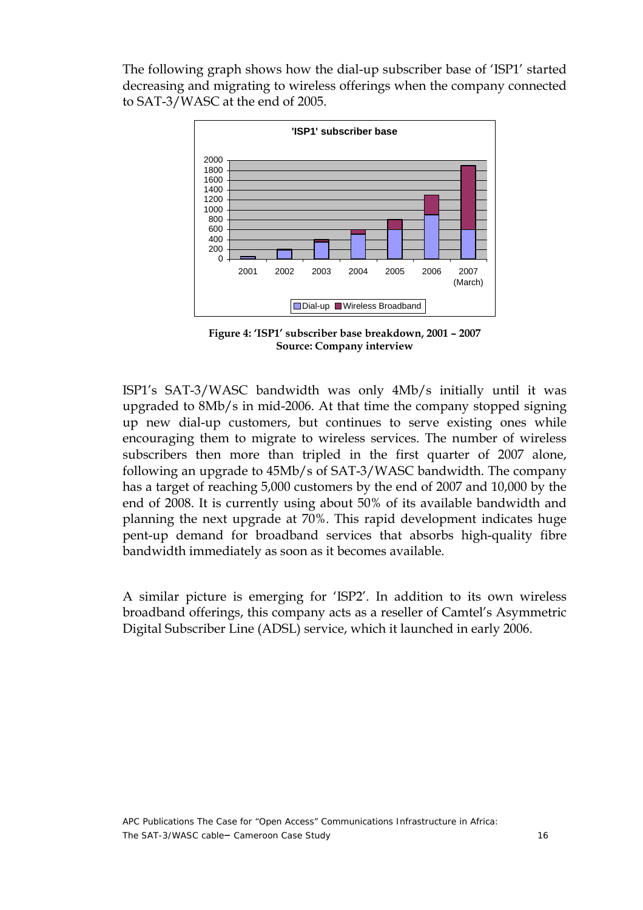The following graph shows how the dial-up subscriber base of 'ISP1' started decreasing and migrating to wireless offerings when the company connected to SAT-3/WASC at the end of 2005.

'ISP1' subscriber base

2000
1800
1600
1400
1200
1000
800
600
400
200
0

2001 2002 2003 2004 2005 2006 2007 (March)

Dial-up Wireless Broadband

**Figure 4: 'ISP1' subscriber base breakdown, 2001 – 2007**
**Source: Company interview**

ISP1's SAT-3/WASC bandwidth was only 4Mb/s initially until it was upgraded to 8Mb/s in mid-2006. At that time the company stopped signing up new dial-up customers, but continues to serve existing ones while encouraging them to migrate to wireless services. The number of wireless subscribers then more than tripled in the first quarter of 2007 alone, following an upgrade to 45Mb/s of SAT-3/WASC bandwidth. The company has a target of reaching 5,000 customers by the end of 2007 and 10,000 by the end of 2008. It is currently using about 50% of its available bandwidth and planning the next upgrade at 70%. This rapid development indicates huge pent-up demand for broadband services that absorbs high-quality fibre bandwidth immediately as soon as it becomes available.

A similar picture is emerging for 'ISP2'. In addition to its own wireless broadband offerings, this company acts as a reseller of Camtel's Asymmetric Digital Subscriber Line (ADSL) service, which it launched in early 2006.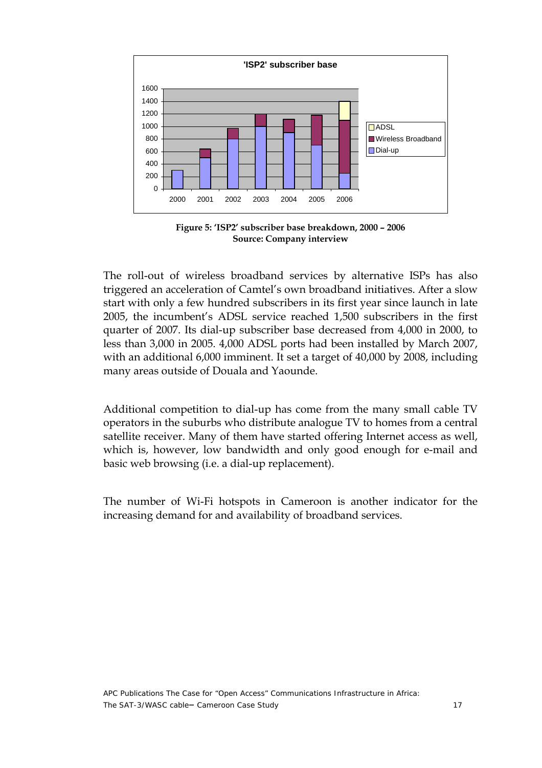'ISP2' subscriber base

1600
1400
1200
1000
800
600
400
200
0

2000 2001 2002 2003 2004 2005 2006

ADSL
Wireless Broadband
Dial-up

**Figure 5: 'ISP2' subscriber base breakdown, 2000 – 2006**
**Source: Company interview**

The roll-out of wireless broadband services by alternative ISPs has also triggered an acceleration of Camtel's own broadband initiatives. After a slow start with only a few hundred subscribers in its first year since launch in late 2005, the incumbent's ADSL service reached 1,500 subscribers in the first quarter of 2007. Its dial-up subscriber base decreased from 4,000 in 2000, to less than 3,000 in 2005. 4,000 ADSL ports had been installed by March 2007, with an additional 6,000 imminent. It set a target of 40,000 by 2008, including many areas outside of Douala and Yaounde.

Additional competition to dial-up has come from the many small cable TV operators in the suburbs who distribute analogue TV to homes from a central satellite receiver. Many of them have started offering Internet access as well, which is, however, low bandwidth and only good enough for e-mail and basic web browsing (i.e. a dial-up replacement).

The number of Wi-Fi hotspots in Cameroon is another indicator for the increasing demand for and availability of broadband services.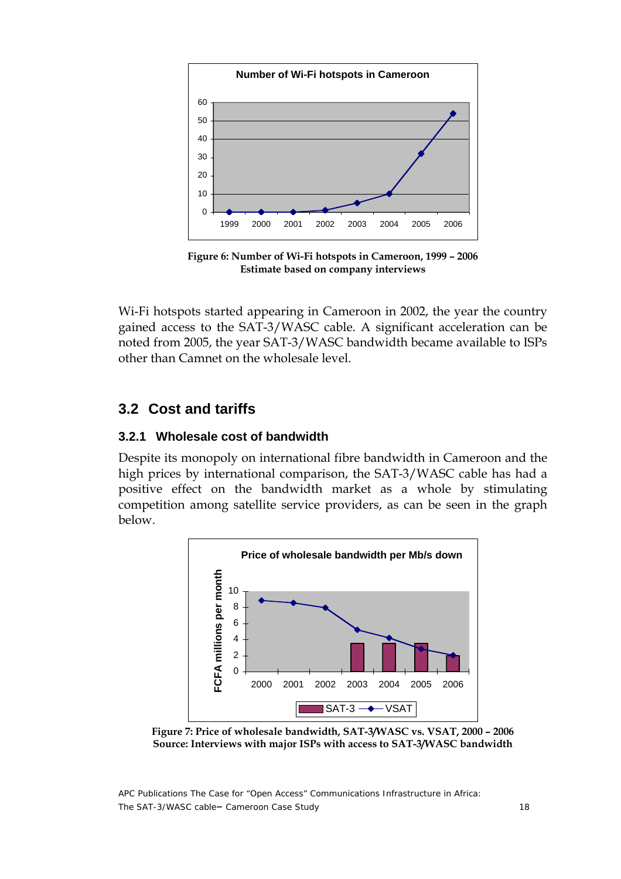Number of Wi-Fi hotspots in Cameroon

60
50
40
30
20
10
0

1999 2000 2001 2002 2003 2004 2005 2006

**Figure 6: Number of Wi-Fi hotspots in Cameroon, 1999 – 2006**
**Estimate based on company interviews**

Wi-Fi hotspots started appearing in Cameroon in 2002, the year the country gained access to the SAT-3/WASC cable. A significant acceleration can be noted from 2005, the year SAT-3/WASC bandwidth became available to ISPs other than Camnet on the wholesale level.

## 3.2 Cost and tariffs

### 3.2.1 Wholesale cost of bandwidth

Despite its monopoly on international fibre bandwidth in Cameroon and the high prices by international comparison, the SAT-3/WASC cable has had a positive effect on the bandwidth market as a whole by stimulating competition among satellite service providers, as can be seen in the graph below.

Price of wholesale bandwidth per Mb/s down

FCFA millions per month

10
8
6
4
2
0

2000 2001 2002 2003 2004 2005 2006

SAT-3 VSAT

**Figure 7: Price of wholesale bandwidth, SAT-3/WASC vs. VSAT, 2000 – 2006**
**Source: Interviews with major ISPs with access to SAT-3/WASC bandwidth**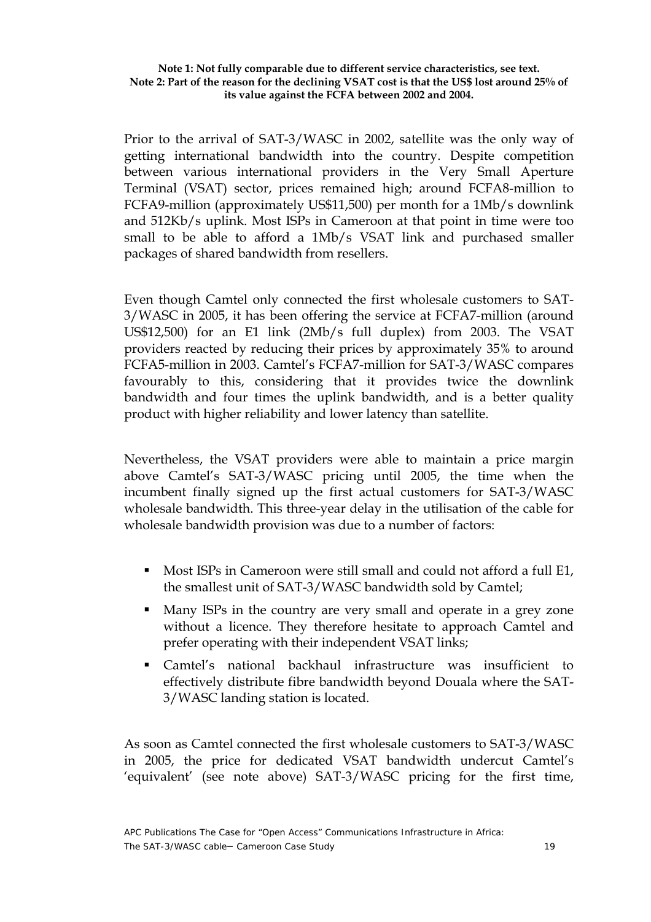**Note 1: Not fully comparable due to different service characteristics, see text.**
**Note 2: Part of the reason for the declining VSAT cost is that the US$ lost around 25% of its value against the FCFA between 2002 and 2004.**

Prior to the arrival of SAT-3/WASC in 2002, satellite was the only way of getting international bandwidth into the country. Despite competition between various international providers in the Very Small Aperture Terminal (VSAT) sector, prices remained high; around FCFA8-million to FCFA9-million (approximately US$11,500) per month for a 1Mb/s downlink and 512Kb/s uplink. Most ISPs in Cameroon at that point in time were too small to be able to afford a 1Mb/s VSAT link and purchased smaller packages of shared bandwidth from resellers.

Even though Camtel only connected the first wholesale customers to SAT-3/WASC in 2005, it has been offering the service at FCFA7-million (around US$12,500) for an E1 link (2Mb/s full duplex) from 2003. The VSAT providers reacted by reducing their prices by approximately 35% to around FCFA5-million in 2003. Camtel's FCFA7-million for SAT-3/WASC compares favourably to this, considering that it provides twice the downlink bandwidth and four times the uplink bandwidth, and is a better quality product with higher reliability and lower latency than satellite.

Nevertheless, the VSAT providers were able to maintain a price margin above Camtel's SAT-3/WASC pricing until 2005, the time when the incumbent finally signed up the first actual customers for SAT-3/WASC wholesale bandwidth. This three-year delay in the utilisation of the cable for wholesale bandwidth provision was due to a number of factors:

- Most ISPs in Cameroon were still small and could not afford a full E1, the smallest unit of SAT-3/WASC bandwidth sold by Camtel;
- Many ISPs in the country are very small and operate in a grey zone without a licence. They therefore hesitate to approach Camtel and prefer operating with their independent VSAT links;
- Camtel's national backhaul infrastructure was insufficient to effectively distribute fibre bandwidth beyond Douala where the SAT-3/WASC landing station is located.

As soon as Camtel connected the first wholesale customers to SAT-3/WASC in 2005, the price for dedicated VSAT bandwidth undercut Camtel's 'equivalent' (see note above) SAT-3/WASC pricing for the first time,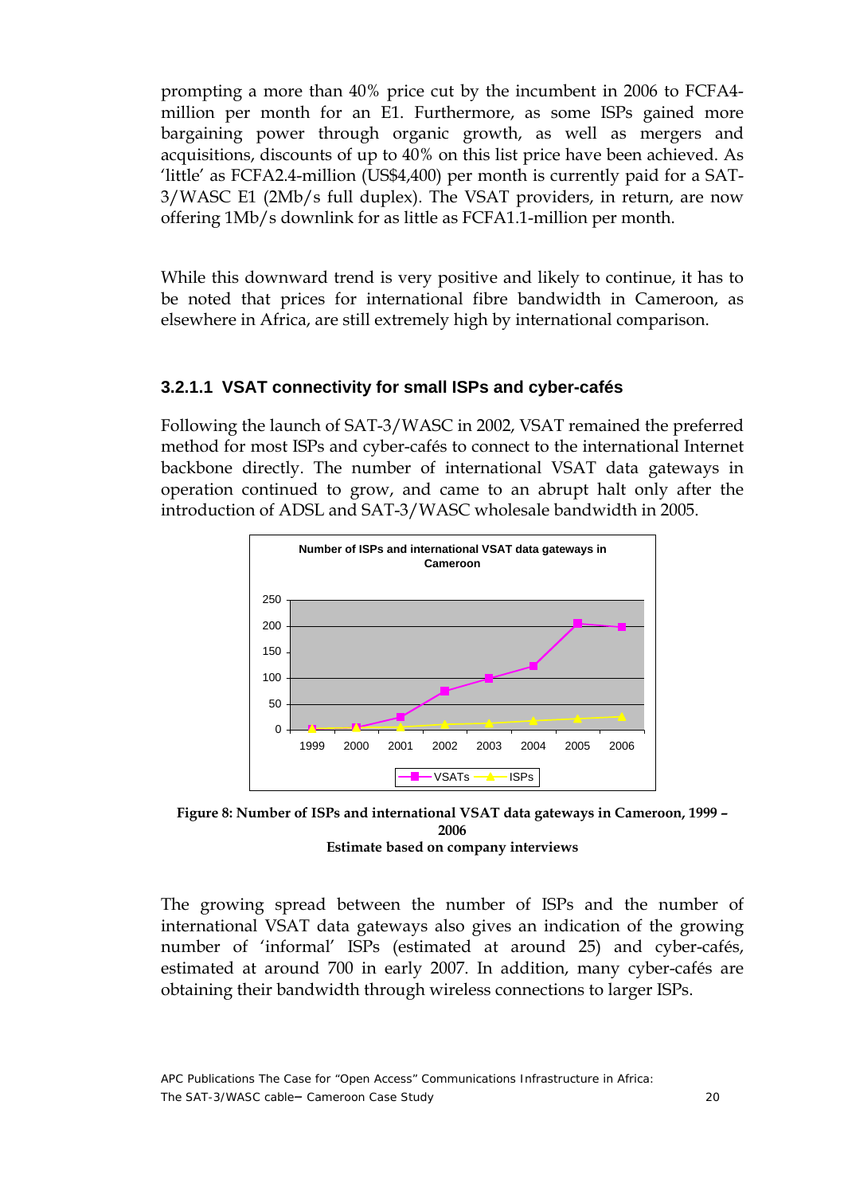prompting a more than 40% price cut by the incumbent in 2006 to FCFA4-million per month for an E1. Furthermore, as some ISPs gained more bargaining power through organic growth, as well as mergers and acquisitions, discounts of up to 40% on this list price have been achieved. As 'little' as FCFA2.4-million (US$4,400) per month is currently paid for a SAT-3/WASC E1 (2Mb/s full duplex). The VSAT providers, in return, are now offering 1Mb/s downlink for as little as FCFA1.1-million per month.

While this downward trend is very positive and likely to continue, it has to be noted that prices for international fibre bandwidth in Cameroon, as elsewhere in Africa, are still extremely high by international comparison.

#### 3.2.1.1 VSAT connectivity for small ISPs and cyber-cafés

Following the launch of SAT-3/WASC in 2002, VSAT remained the preferred method for most ISPs and cyber-cafés to connect to the international Internet backbone directly. The number of international VSAT data gateways in operation continued to grow, and came to an abrupt halt only after the introduction of ADSL and SAT-3/WASC wholesale bandwidth in 2005.

Number of ISPs and international VSAT data gateways in Cameroon

250
200
150
100
50
0

1999 2000 2001 2002 2003 2004 2005 2006

VSATs ISPs

**Figure 8: Number of ISPs and international VSAT data gateways in Cameroon, 1999 – 2006**
**Estimate based on company interviews**

The growing spread between the number of ISPs and the number of international VSAT data gateways also gives an indication of the growing number of 'informal' ISPs (estimated at around 25) and cyber-cafés, estimated at around 700 in early 2007. In addition, many cyber-cafés are obtaining their bandwidth through wireless connections to larger ISPs.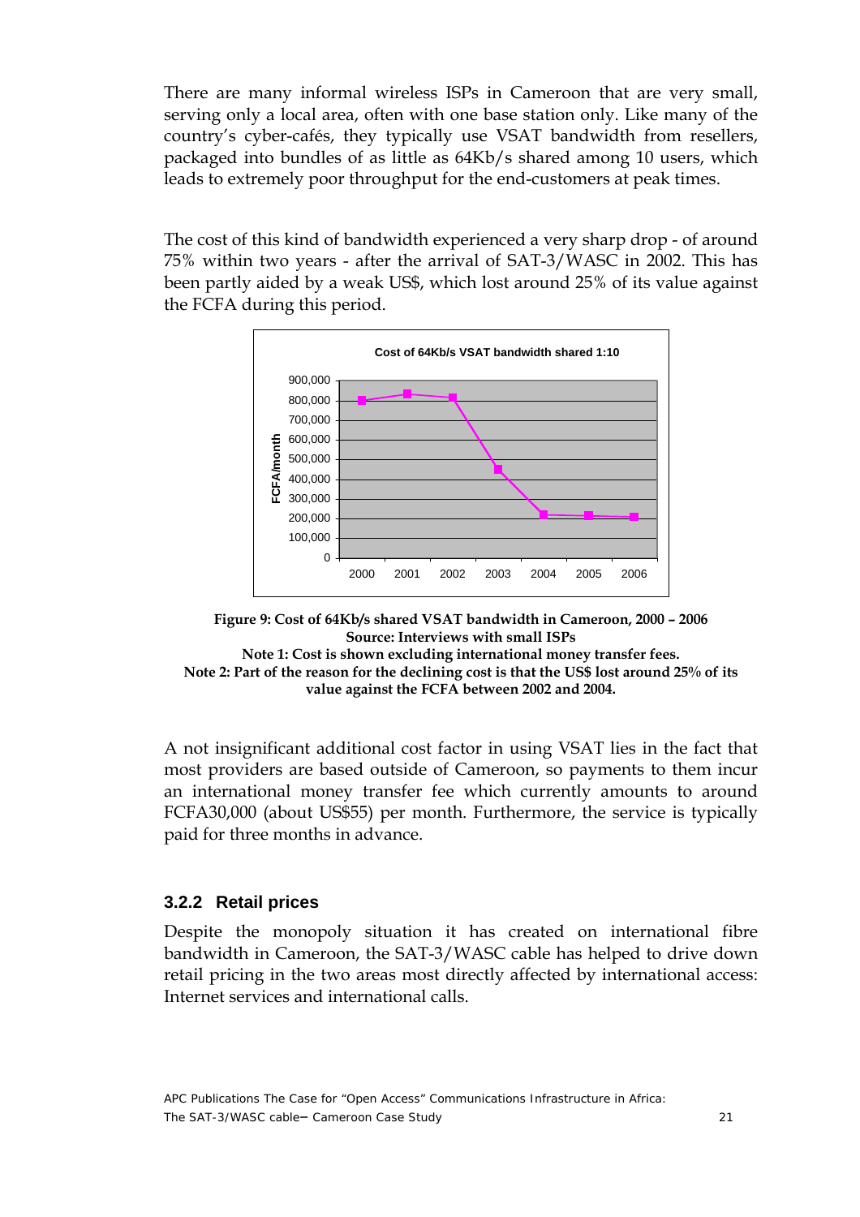There are many informal wireless ISPs in Cameroon that are very small, serving only a local area, often with one base station only. Like many of the country's cyber-cafés, they typically use VSAT bandwidth from resellers, packaged into bundles of as little as 64Kb/s shared among 10 users, which leads to extremely poor throughput for the end-customers at peak times.

The cost of this kind of bandwidth experienced a very sharp drop - of around 75% within two years - after the arrival of SAT-3/WASC in 2002. This has been partly aided by a weak US$, which lost around 25% of its value against the FCFA during this period.

Cost of 64Kb/s VSAT bandwidth shared 1:10

FCFA/month

900,000
800,000
700,000
600,000
500,000
400,000
300,000
200,000
100,000
0

2000 2001 2002 2003 2004 2005 2006

**Figure 9: Cost of 64Kb/s shared VSAT bandwidth in Cameroon, 2000 – 2006**
**Source: Interviews with small ISPs**
**Note 1: Cost is shown excluding international money transfer fees.**
**Note 2: Part of the reason for the declining cost is that the US$ lost around 25% of its value against the FCFA between 2002 and 2004.**

A not insignificant additional cost factor in using VSAT lies in the fact that most providers are based outside of Cameroon, so payments to them incur an international money transfer fee which currently amounts to around FCFA30,000 (about US$55) per month. Furthermore, the service is typically paid for three months in advance.

### 3.2.2 Retail prices

Despite the monopoly situation it has created on international fibre bandwidth in Cameroon, the SAT-3/WASC cable has helped to drive down retail pricing in the two areas most directly affected by international access: Internet services and international calls.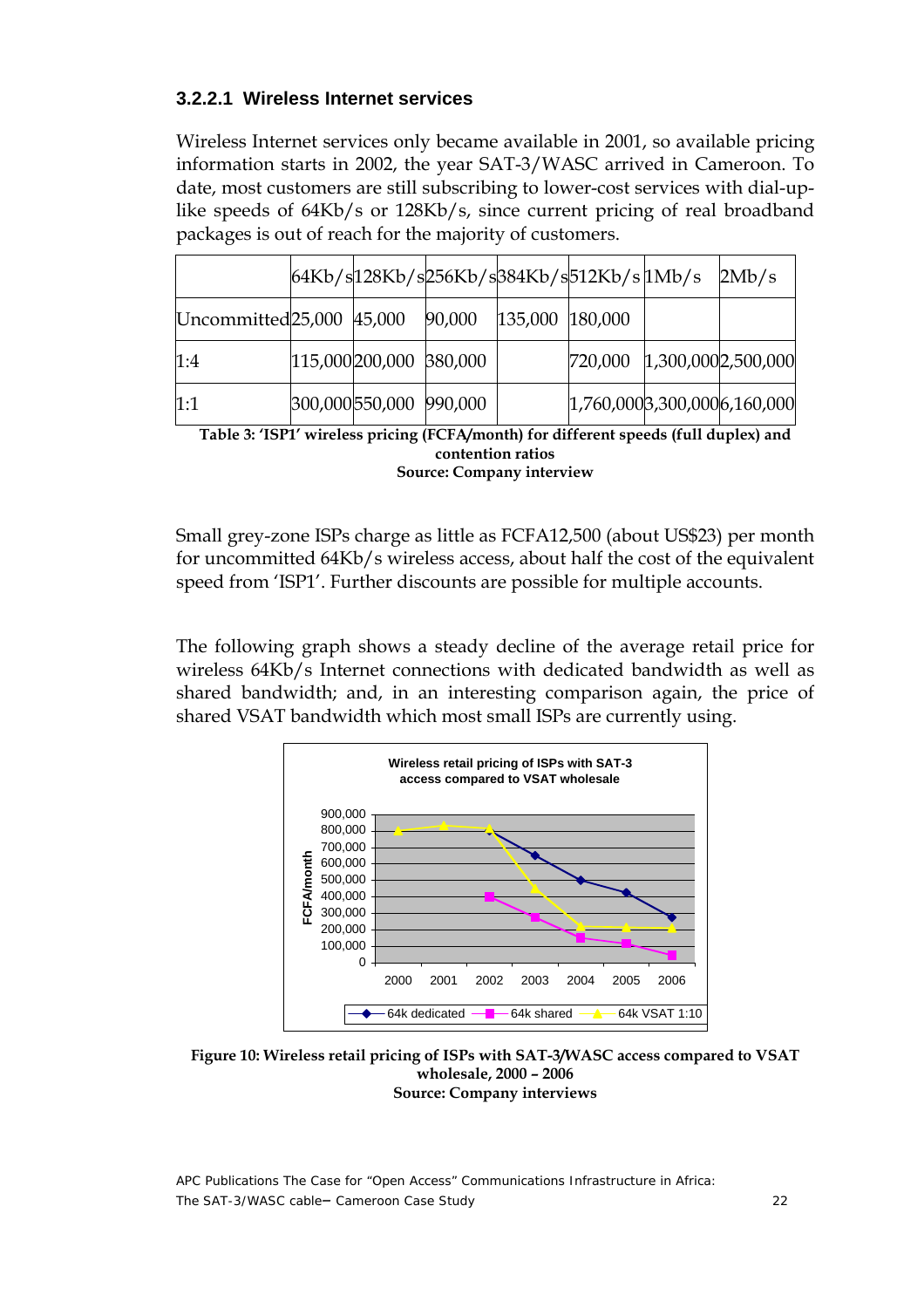### 3.2.2.1 Wireless Internet services

Wireless Internet services only became available in 2001, so available pricing information starts in 2002, the year SAT-3/WASC arrived in Cameroon. To date, most customers are still subscribing to lower-cost services with dial-up-like speeds of 64Kb/s or 128Kb/s, since current pricing of real broadband packages is out of reach for the majority of customers.

| | 64Kb/s | 128Kb/s | 256Kb/s | 384Kb/s | 512Kb/s | 1Mb/s | 2Mb/s |
|---|---|---|---|---|---|---|---|
| Uncommitted | 25,000 | 45,000 | 90,000 | 135,000 | 180,000 | | |
| 1:4 | 115,000 | 200,000 | 380,000 | | 720,000 | 1,300,000 | 2,500,000 |
| 1:1 | 300,000 | 550,000 | 990,000 | | 1,760,000 | 3,300,000 | 6,160,000 |

**Table 3: 'ISP1' wireless pricing (FCFA/month) for different speeds (full duplex) and contention ratios**
**Source: Company interview**

Small grey-zone ISPs charge as little as FCFA12,500 (about US$23) per month for uncommitted 64Kb/s wireless access, about half the cost of the equivalent speed from 'ISP1'. Further discounts are possible for multiple accounts.

The following graph shows a steady decline of the average retail price for wireless 64Kb/s Internet connections with dedicated bandwidth as well as shared bandwidth; and, in an interesting comparison again, the price of shared VSAT bandwidth which most small ISPs are currently using.

Wireless retail pricing of ISPs with SAT-3 access compared to VSAT wholesale

FCFA/month

900,000
800,000
700,000
600,000
500,000
400,000
300,000
200,000
100,000
0

2000 2001 2002 2003 2004 2005 2006

64k dedicated, 64k shared, 64k VSAT 1:10

**Figure 10: Wireless retail pricing of ISPs with SAT-3/WASC access compared to VSAT wholesale, 2000 – 2006**
**Source: Company interviews**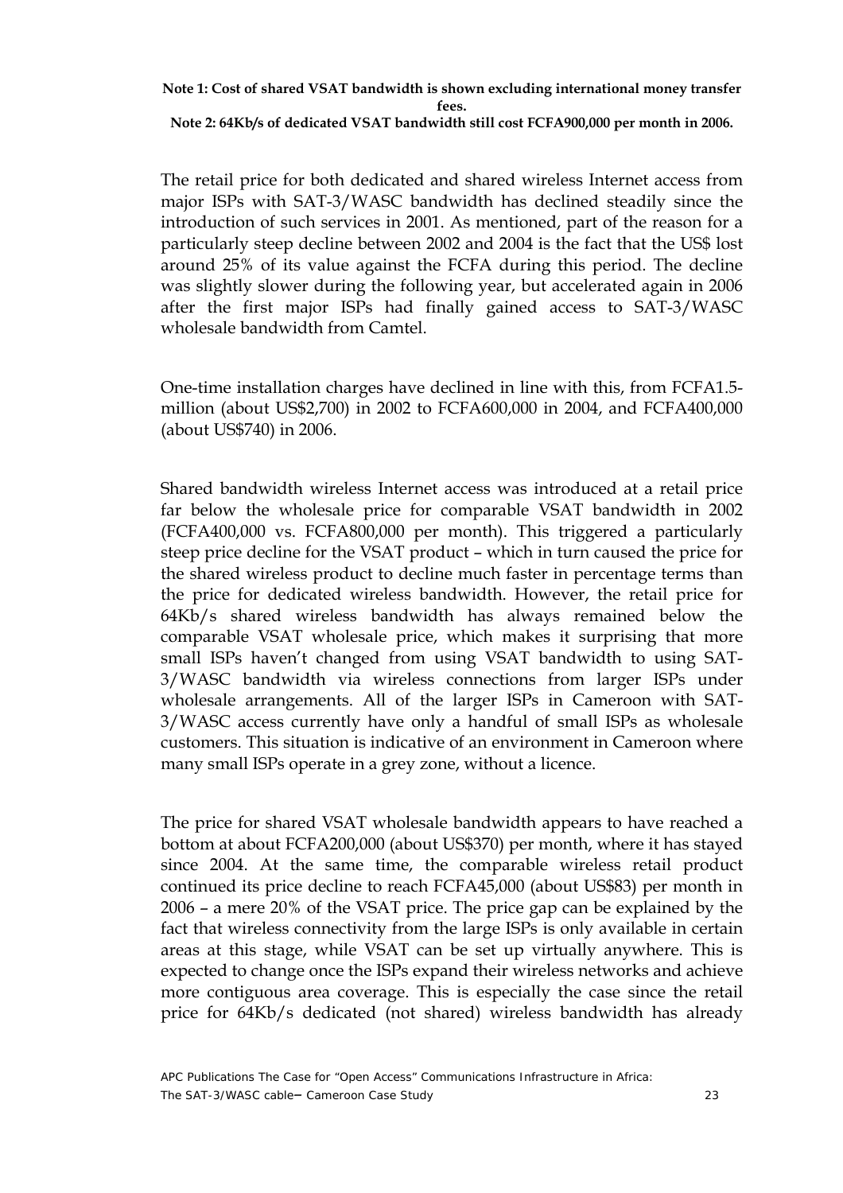**Note 1: Cost of shared VSAT bandwidth is shown excluding international money transfer fees.**
**Note 2: 64Kb/s of dedicated VSAT bandwidth still cost FCFA900,000 per month in 2006.**

The retail price for both dedicated and shared wireless Internet access from major ISPs with SAT-3/WASC bandwidth has declined steadily since the introduction of such services in 2001. As mentioned, part of the reason for a particularly steep decline between 2002 and 2004 is the fact that the US$ lost around 25% of its value against the FCFA during this period. The decline was slightly slower during the following year, but accelerated again in 2006 after the first major ISPs had finally gained access to SAT-3/WASC wholesale bandwidth from Camtel.

One-time installation charges have declined in line with this, from FCFA1.5-million (about US$2,700) in 2002 to FCFA600,000 in 2004, and FCFA400,000 (about US$740) in 2006.

Shared bandwidth wireless Internet access was introduced at a retail price far below the wholesale price for comparable VSAT bandwidth in 2002 (FCFA400,000 vs. FCFA800,000 per month). This triggered a particularly steep price decline for the VSAT product – which in turn caused the price for the shared wireless product to decline much faster in percentage terms than the price for dedicated wireless bandwidth. However, the retail price for 64Kb/s shared wireless bandwidth has always remained below the comparable VSAT wholesale price, which makes it surprising that more small ISPs haven't changed from using VSAT bandwidth to using SAT-3/WASC bandwidth via wireless connections from larger ISPs under wholesale arrangements. All of the larger ISPs in Cameroon with SAT-3/WASC access currently have only a handful of small ISPs as wholesale customers. This situation is indicative of an environment in Cameroon where many small ISPs operate in a grey zone, without a licence.

The price for shared VSAT wholesale bandwidth appears to have reached a bottom at about FCFA200,000 (about US$370) per month, where it has stayed since 2004. At the same time, the comparable wireless retail product continued its price decline to reach FCFA45,000 (about US$83) per month in 2006 – a mere 20% of the VSAT price. The price gap can be explained by the fact that wireless connectivity from the large ISPs is only available in certain areas at this stage, while VSAT can be set up virtually anywhere. This is expected to change once the ISPs expand their wireless networks and achieve more contiguous area coverage. This is especially the case since the retail price for 64Kb/s dedicated (not shared) wireless bandwidth has already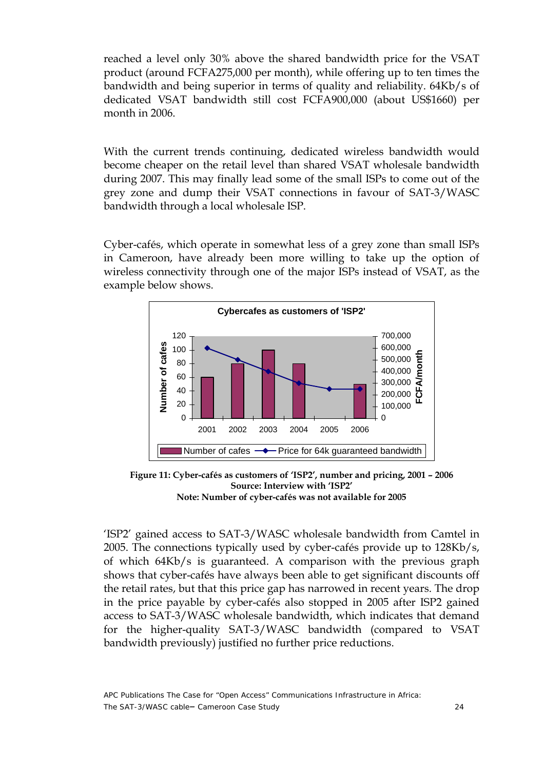reached a level only 30% above the shared bandwidth price for the VSAT product (around FCFA275,000 per month), while offering up to ten times the bandwidth and being superior in terms of quality and reliability. 64Kb/s of dedicated VSAT bandwidth still cost FCFA900,000 (about US$1660) per month in 2006.

With the current trends continuing, dedicated wireless bandwidth would become cheaper on the retail level than shared VSAT wholesale bandwidth during 2007. This may finally lead some of the small ISPs to come out of the grey zone and dump their VSAT connections in favour of SAT-3/WASC bandwidth through a local wholesale ISP.

Cyber-cafés, which operate in somewhat less of a grey zone than small ISPs in Cameroon, have already been more willing to take up the option of wireless connectivity through one of the major ISPs instead of VSAT, as the example below shows.

Cybercafes as customers of 'ISP2'

Number of cafes

120
100
80
60
40
20
0

FCFA/month

700,000
600,000
500,000
400,000
300,000
200,000
100,000
0

2001 2002 2003 2004 2005 2006

Number of cafes
Price for 64k guaranteed bandwidth

**Figure 11: Cyber-cafés as customers of 'ISP2', number and pricing, 2001 – 2006**
**Source: Interview with 'ISP2'**
**Note: Number of cyber-cafés was not available for 2005**

'ISP2' gained access to SAT-3/WASC wholesale bandwidth from Camtel in 2005. The connections typically used by cyber-cafés provide up to 128Kb/s, of which 64Kb/s is guaranteed. A comparison with the previous graph shows that cyber-cafés have always been able to get significant discounts off the retail rates, but that this price gap has narrowed in recent years. The drop in the price payable by cyber-cafés also stopped in 2005 after ISP2 gained access to SAT-3/WASC wholesale bandwidth, which indicates that demand for the higher-quality SAT-3/WASC bandwidth (compared to VSAT bandwidth previously) justified no further price reductions.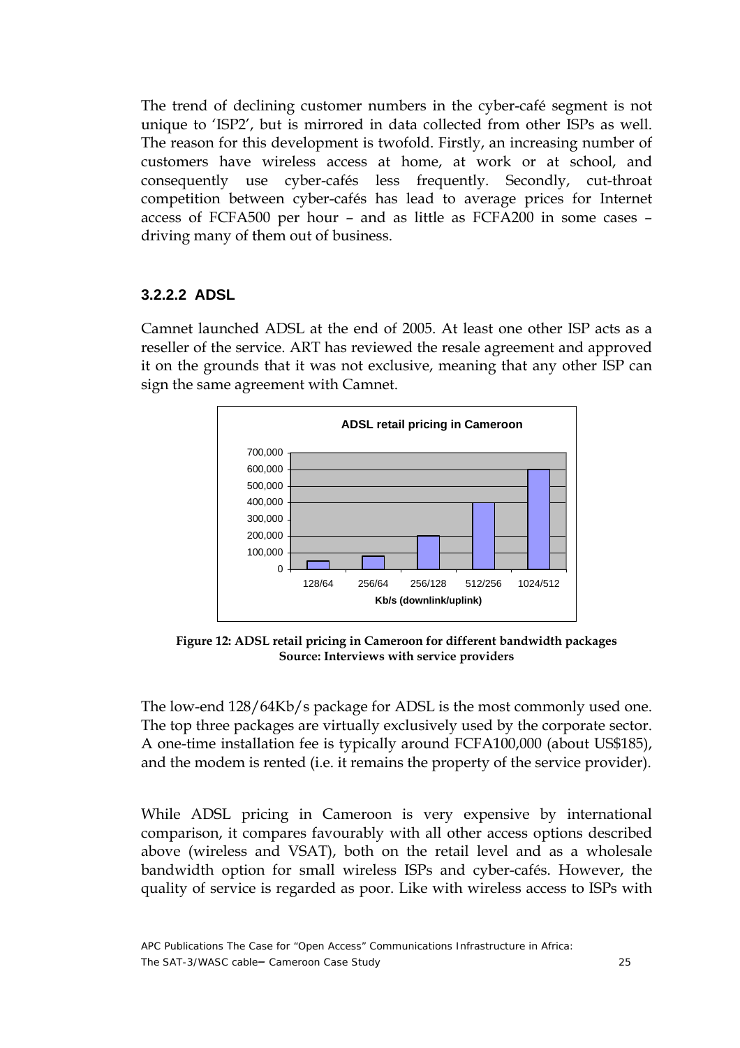The trend of declining customer numbers in the cyber-café segment is not unique to 'ISP2', but is mirrored in data collected from other ISPs as well. The reason for this development is twofold. Firstly, an increasing number of customers have wireless access at home, at work or at school, and consequently use cyber-cafés less frequently. Secondly, cut-throat competition between cyber-cafés has lead to average prices for Internet access of FCFA500 per hour – and as little as FCFA200 in some cases – driving many of them out of business.

#### 3.2.2.2 ADSL

Camnet launched ADSL at the end of 2005. At least one other ISP acts as a reseller of the service. ART has reviewed the resale agreement and approved it on the grounds that it was not exclusive, meaning that any other ISP can sign the same agreement with Camnet.

ADSL retail pricing in Cameroon

700,000
600,000
500,000
400,000
300,000
200,000
100,000
0

128/64
256/64
256/128
512/256
1024/512

Kb/s (downlink/uplink)

**Figure 12: ADSL retail pricing in Cameroon for different bandwidth packages**
**Source: Interviews with service providers**

The low-end 128/64Kb/s package for ADSL is the most commonly used one. The top three packages are virtually exclusively used by the corporate sector. A one-time installation fee is typically around FCFA100,000 (about US$185), and the modem is rented (i.e. it remains the property of the service provider).

While ADSL pricing in Cameroon is very expensive by international comparison, it compares favourably with all other access options described above (wireless and VSAT), both on the retail level and as a wholesale bandwidth option for small wireless ISPs and cyber-cafés. However, the quality of service is regarded as poor. Like with wireless access to ISPs with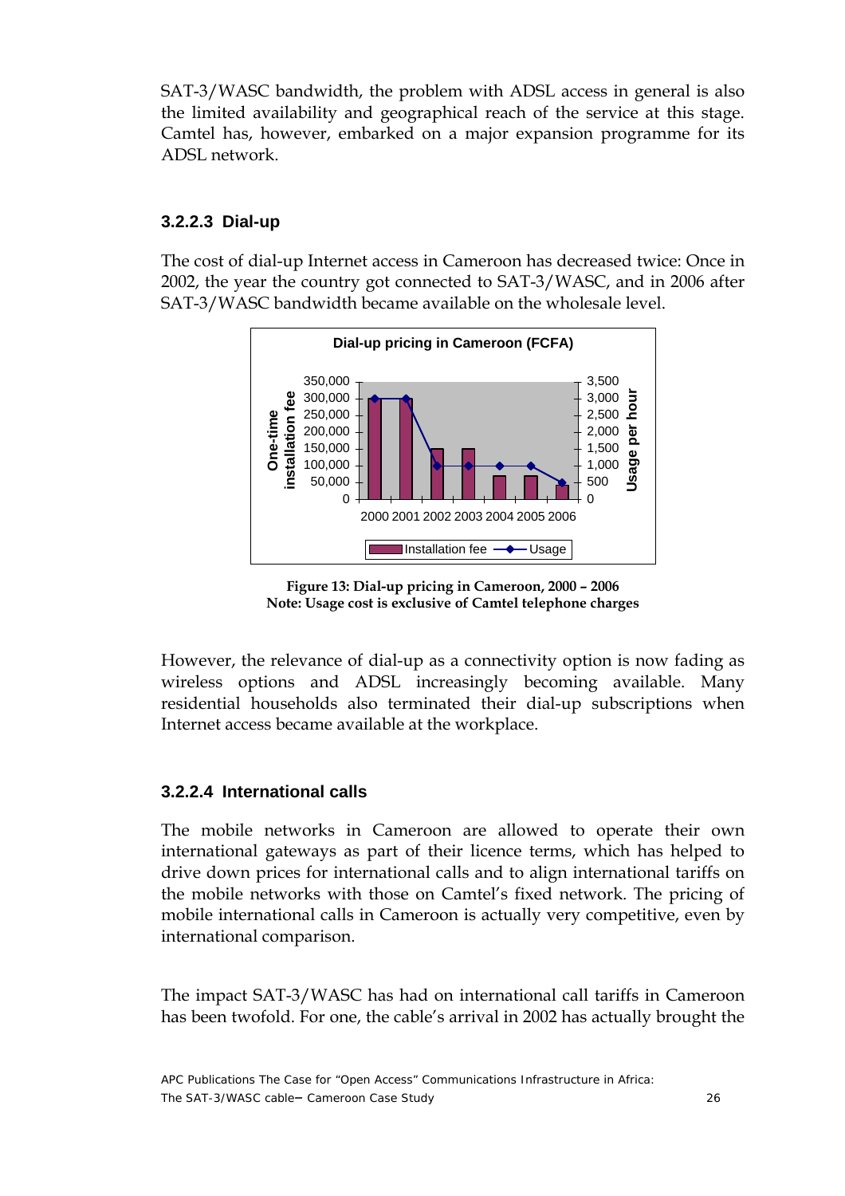SAT-3/WASC bandwidth, the problem with ADSL access in general is also the limited availability and geographical reach of the service at this stage. Camtel has, however, embarked on a major expansion programme for its ADSL network.

#### 3.2.2.3 Dial-up

The cost of dial-up Internet access in Cameroon has decreased twice: Once in 2002, the year the country got connected to SAT-3/WASC, and in 2006 after SAT-3/WASC bandwidth became available on the wholesale level.

Dial-up pricing in Cameroon (FCFA)

One-time installation fee

350,000
300,000
250,000
200,000
150,000
100,000
50,000
0

Usage per hour

3,500
3,000
2,500
2,000
1,500
1,000
500
0

2000 2001 2002 2003 2004 2005 2006

Installation fee
Usage

**Figure 13: Dial-up pricing in Cameroon, 2000 – 2006**
**Note: Usage cost is exclusive of Camtel telephone charges**

However, the relevance of dial-up as a connectivity option is now fading as wireless options and ADSL increasingly becoming available. Many residential households also terminated their dial-up subscriptions when Internet access became available at the workplace.

#### 3.2.2.4 International calls

The mobile networks in Cameroon are allowed to operate their own international gateways as part of their licence terms, which has helped to drive down prices for international calls and to align international tariffs on the mobile networks with those on Camtel's fixed network. The pricing of mobile international calls in Cameroon is actually very competitive, even by international comparison.

The impact SAT-3/WASC has had on international call tariffs in Cameroon has been twofold. For one, the cable's arrival in 2002 has actually brought the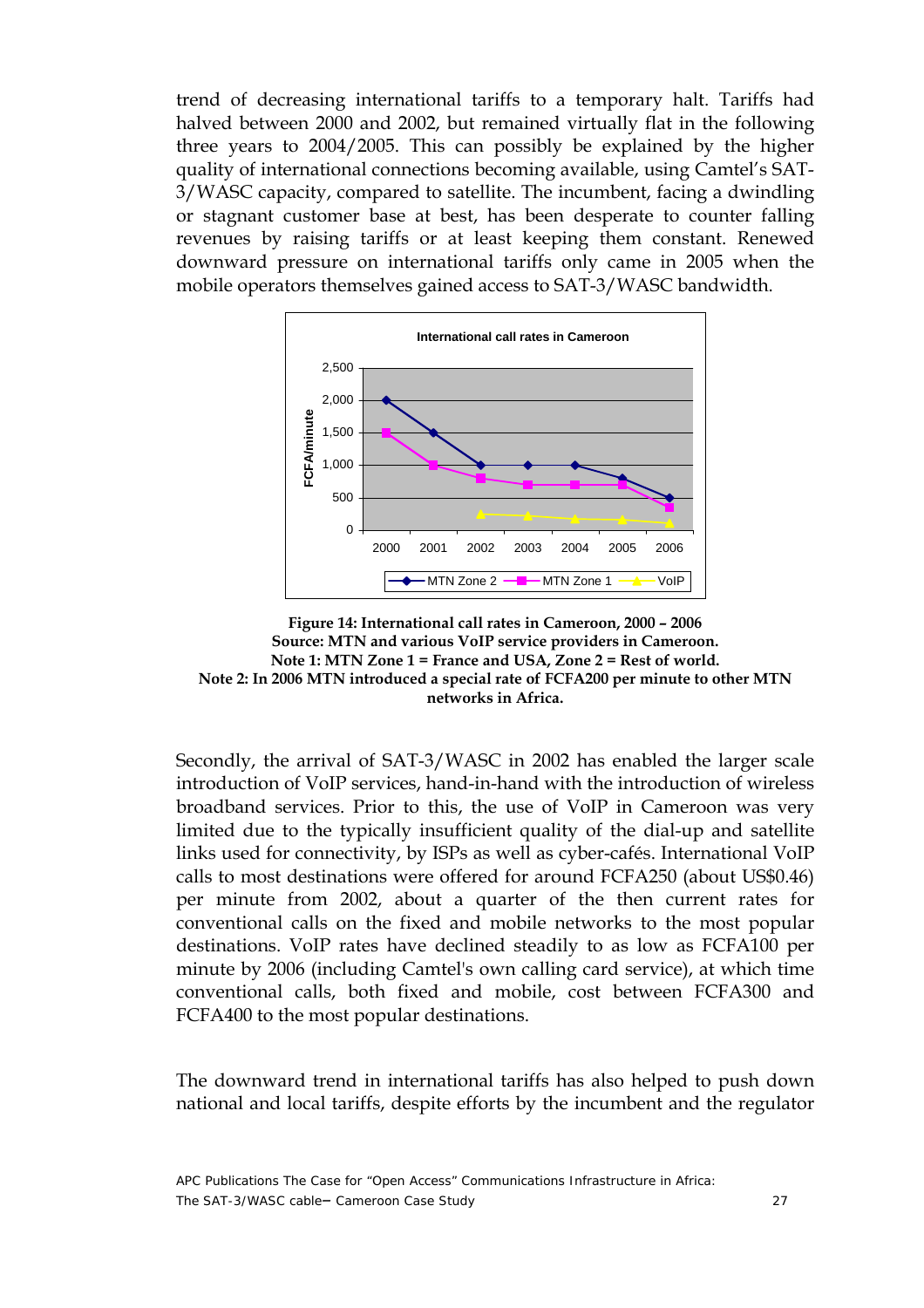trend of decreasing international tariffs to a temporary halt. Tariffs had halved between 2000 and 2002, but remained virtually flat in the following three years to 2004/2005. This can possibly be explained by the higher quality of international connections becoming available, using Camtel's SAT-3/WASC capacity, compared to satellite. The incumbent, facing a dwindling or stagnant customer base at best, has been desperate to counter falling revenues by raising tariffs or at least keeping them constant. Renewed downward pressure on international tariffs only came in 2005 when the mobile operators themselves gained access to SAT-3/WASC bandwidth.

International call rates in Cameroon

FCFA/minute

2,500
2,000
1,500
1,000
500
0

2000 2001 2002 2003 2004 2005 2006

MTN Zone 2 — MTN Zone 1 — VoIP

**Figure 14: International call rates in Cameroon, 2000 – 2006**
**Source: MTN and various VoIP service providers in Cameroon.**
**Note 1: MTN Zone 1 = France and USA, Zone 2 = Rest of world.**
**Note 2: In 2006 MTN introduced a special rate of FCFA200 per minute to other MTN networks in Africa.**

Secondly, the arrival of SAT-3/WASC in 2002 has enabled the larger scale introduction of VoIP services, hand-in-hand with the introduction of wireless broadband services. Prior to this, the use of VoIP in Cameroon was very limited due to the typically insufficient quality of the dial-up and satellite links used for connectivity, by ISPs as well as cyber-cafés. International VoIP calls to most destinations were offered for around FCFA250 (about US$0.46) per minute from 2002, about a quarter of the then current rates for conventional calls on the fixed and mobile networks to the most popular destinations. VoIP rates have declined steadily to as low as FCFA100 per minute by 2006 (including Camtel's own calling card service), at which time conventional calls, both fixed and mobile, cost between FCFA300 and FCFA400 to the most popular destinations.

The downward trend in international tariffs has also helped to push down national and local tariffs, despite efforts by the incumbent and the regulator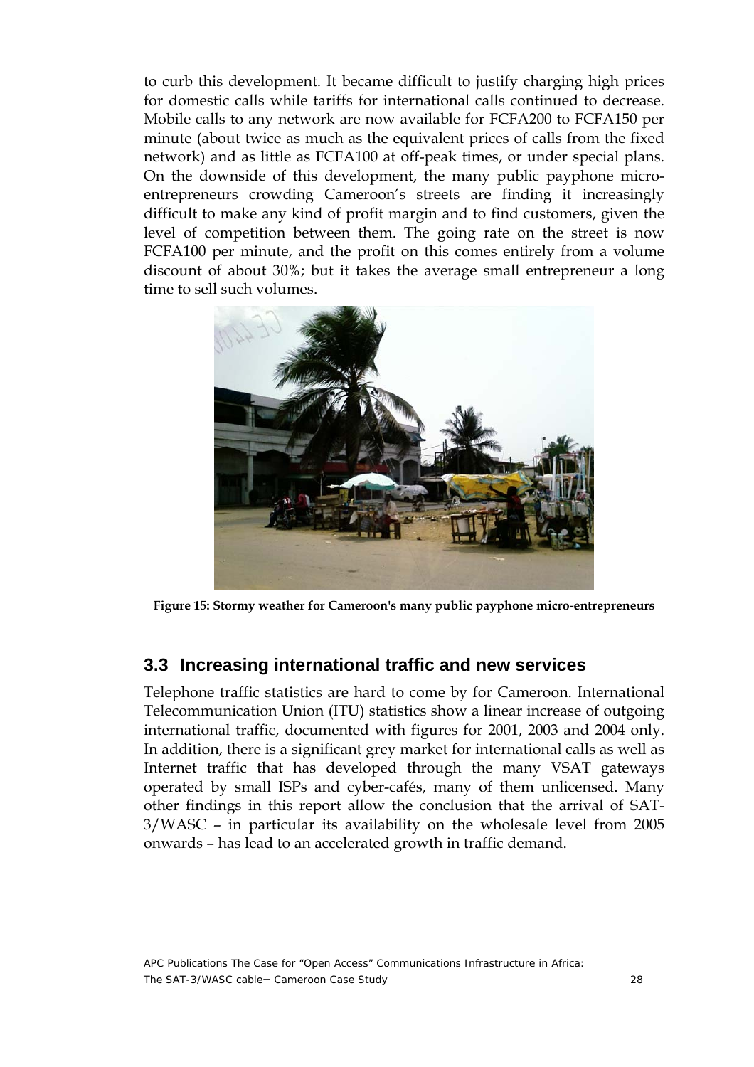to curb this development. It became difficult to justify charging high prices for domestic calls while tariffs for international calls continued to decrease. Mobile calls to any network are now available for FCFA200 to FCFA150 per minute (about twice as much as the equivalent prices of calls from the fixed network) and as little as FCFA100 at off-peak times, or under special plans. On the downside of this development, the many public payphone micro-entrepreneurs crowding Cameroon's streets are finding it increasingly difficult to make any kind of profit margin and to find customers, given the level of competition between them. The going rate on the street is now FCFA100 per minute, and the profit on this comes entirely from a volume discount of about 30%; but it takes the average small entrepreneur a long time to sell such volumes.

**Figure 15: Stormy weather for Cameroon's many public payphone micro-entrepreneurs**

## 3.3 Increasing international traffic and new services

Telephone traffic statistics are hard to come by for Cameroon. International Telecommunication Union (ITU) statistics show a linear increase of outgoing international traffic, documented with figures for 2001, 2003 and 2004 only. In addition, there is a significant grey market for international calls as well as Internet traffic that has developed through the many VSAT gateways operated by small ISPs and cyber-cafés, many of them unlicensed. Many other findings in this report allow the conclusion that the arrival of SAT-3/WASC – in particular its availability on the wholesale level from 2005 onwards – has lead to an accelerated growth in traffic demand.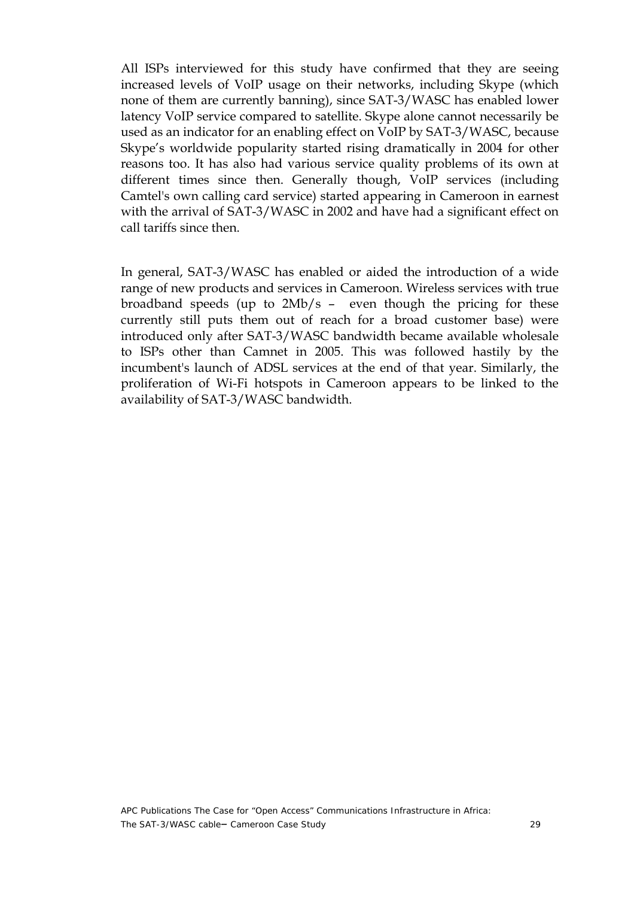All ISPs interviewed for this study have confirmed that they are seeing increased levels of VoIP usage on their networks, including Skype (which none of them are currently banning), since SAT-3/WASC has enabled lower latency VoIP service compared to satellite. Skype alone cannot necessarily be used as an indicator for an enabling effect on VoIP by SAT-3/WASC, because Skype's worldwide popularity started rising dramatically in 2004 for other reasons too. It has also had various service quality problems of its own at different times since then. Generally though, VoIP services (including Camtel's own calling card service) started appearing in Cameroon in earnest with the arrival of SAT-3/WASC in 2002 and have had a significant effect on call tariffs since then.

In general, SAT-3/WASC has enabled or aided the introduction of a wide range of new products and services in Cameroon. Wireless services with true broadband speeds (up to 2Mb/s – even though the pricing for these currently still puts them out of reach for a broad customer base) were introduced only after SAT-3/WASC bandwidth became available wholesale to ISPs other than Camnet in 2005. This was followed hastily by the incumbent's launch of ADSL services at the end of that year. Similarly, the proliferation of Wi-Fi hotspots in Cameroon appears to be linked to the availability of SAT-3/WASC bandwidth.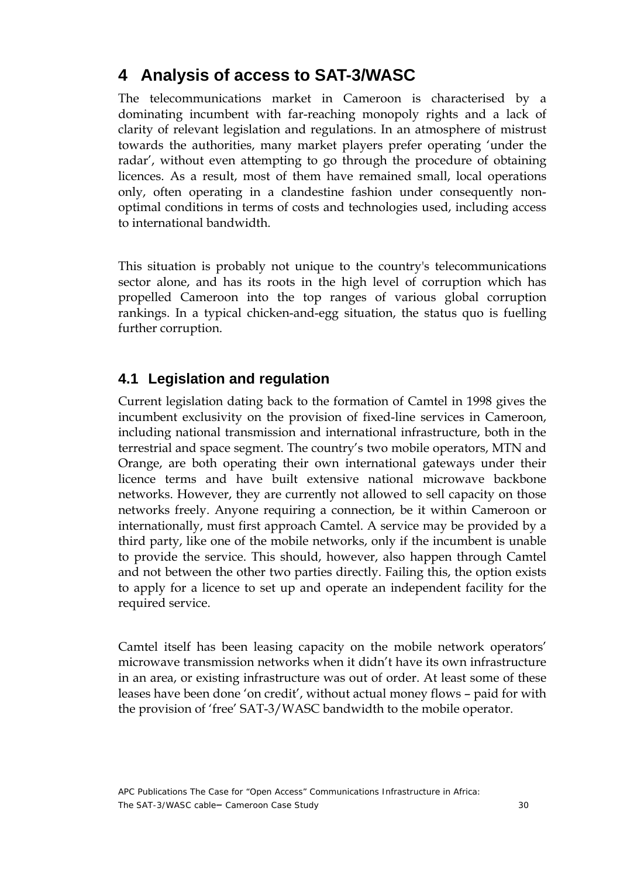# 4 Analysis of access to SAT-3/WASC

The telecommunications market in Cameroon is characterised by a dominating incumbent with far-reaching monopoly rights and a lack of clarity of relevant legislation and regulations. In an atmosphere of mistrust towards the authorities, many market players prefer operating 'under the radar', without even attempting to go through the procedure of obtaining licences. As a result, most of them have remained small, local operations only, often operating in a clandestine fashion under consequently non-optimal conditions in terms of costs and technologies used, including access to international bandwidth.

This situation is probably not unique to the country's telecommunications sector alone, and has its roots in the high level of corruption which has propelled Cameroon into the top ranges of various global corruption rankings. In a typical chicken-and-egg situation, the status quo is fuelling further corruption.

## 4.1 Legislation and regulation

Current legislation dating back to the formation of Camtel in 1998 gives the incumbent exclusivity on the provision of fixed-line services in Cameroon, including national transmission and international infrastructure, both in the terrestrial and space segment. The country's two mobile operators, MTN and Orange, are both operating their own international gateways under their licence terms and have built extensive national microwave backbone networks. However, they are currently not allowed to sell capacity on those networks freely. Anyone requiring a connection, be it within Cameroon or internationally, must first approach Camtel. A service may be provided by a third party, like one of the mobile networks, only if the incumbent is unable to provide the service. This should, however, also happen through Camtel and not between the other two parties directly. Failing this, the option exists to apply for a licence to set up and operate an independent facility for the required service.

Camtel itself has been leasing capacity on the mobile network operators' microwave transmission networks when it didn't have its own infrastructure in an area, or existing infrastructure was out of order. At least some of these leases have been done 'on credit', without actual money flows – paid for with the provision of 'free' SAT-3/WASC bandwidth to the mobile operator.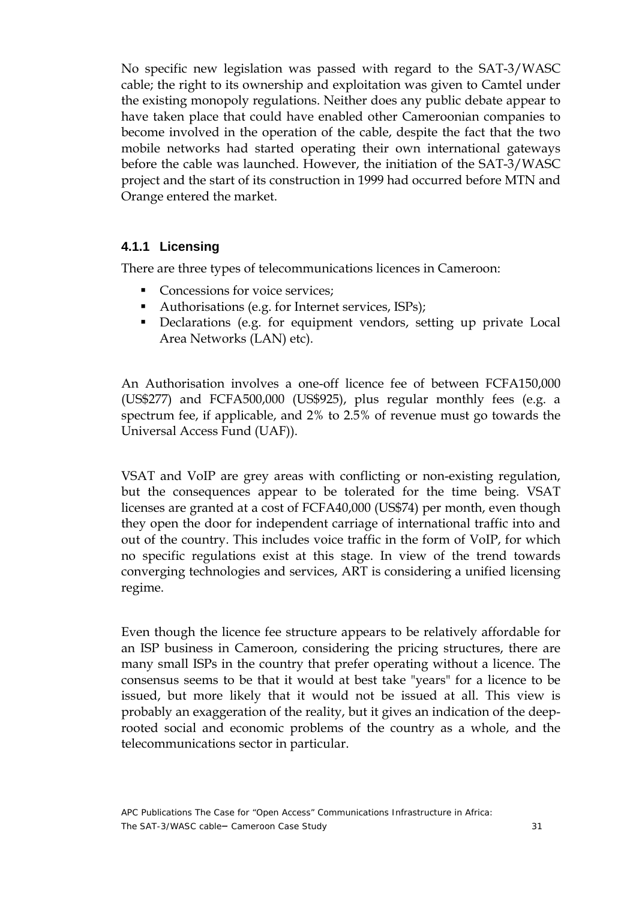No specific new legislation was passed with regard to the SAT-3/WASC cable; the right to its ownership and exploitation was given to Camtel under the existing monopoly regulations. Neither does any public debate appear to have taken place that could have enabled other Cameroonian companies to become involved in the operation of the cable, despite the fact that the two mobile networks had started operating their own international gateways before the cable was launched. However, the initiation of the SAT-3/WASC project and the start of its construction in 1999 had occurred before MTN and Orange entered the market.

### 4.1.1 Licensing

There are three types of telecommunications licences in Cameroon:

- Concessions for voice services;
- Authorisations (e.g. for Internet services, ISPs);
- Declarations (e.g. for equipment vendors, setting up private Local Area Networks (LAN) etc).

An Authorisation involves a one-off licence fee of between FCFA150,000 (US$277) and FCFA500,000 (US$925), plus regular monthly fees (e.g. a spectrum fee, if applicable, and 2% to 2.5% of revenue must go towards the Universal Access Fund (UAF)).

VSAT and VoIP are grey areas with conflicting or non-existing regulation, but the consequences appear to be tolerated for the time being. VSAT licenses are granted at a cost of FCFA40,000 (US$74) per month, even though they open the door for independent carriage of international traffic into and out of the country. This includes voice traffic in the form of VoIP, for which no specific regulations exist at this stage. In view of the trend towards converging technologies and services, ART is considering a unified licensing regime.

Even though the licence fee structure appears to be relatively affordable for an ISP business in Cameroon, considering the pricing structures, there are many small ISPs in the country that prefer operating without a licence. The consensus seems to be that it would at best take "years" for a licence to be issued, but more likely that it would not be issued at all. This view is probably an exaggeration of the reality, but it gives an indication of the deep-rooted social and economic problems of the country as a whole, and the telecommunications sector in particular.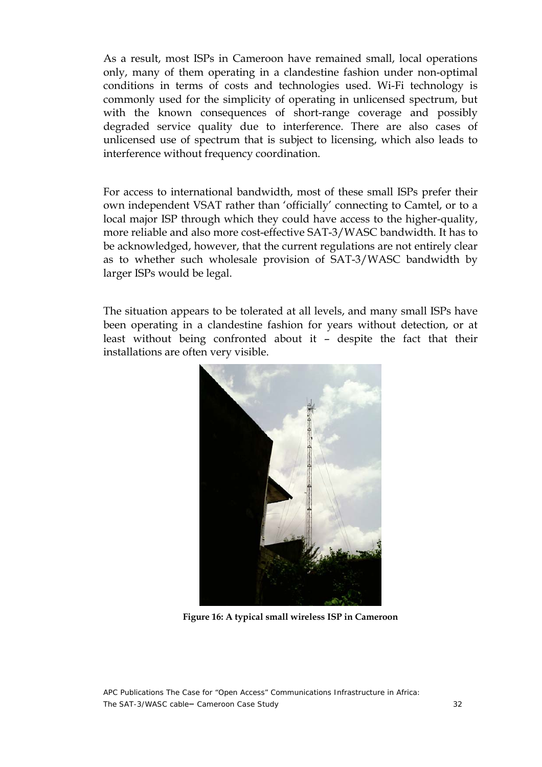As a result, most ISPs in Cameroon have remained small, local operations only, many of them operating in a clandestine fashion under non-optimal conditions in terms of costs and technologies used. Wi-Fi technology is commonly used for the simplicity of operating in unlicensed spectrum, but with the known consequences of short-range coverage and possibly degraded service quality due to interference. There are also cases of unlicensed use of spectrum that is subject to licensing, which also leads to interference without frequency coordination.

For access to international bandwidth, most of these small ISPs prefer their own independent VSAT rather than 'officially' connecting to Camtel, or to a local major ISP through which they could have access to the higher-quality, more reliable and also more cost-effective SAT-3/WASC bandwidth. It has to be acknowledged, however, that the current regulations are not entirely clear as to whether such wholesale provision of SAT-3/WASC bandwidth by larger ISPs would be legal.

The situation appears to be tolerated at all levels, and many small ISPs have been operating in a clandestine fashion for years without detection, or at least without being confronted about it – despite the fact that their installations are often very visible.

**Figure 16: A typical small wireless ISP in Cameroon**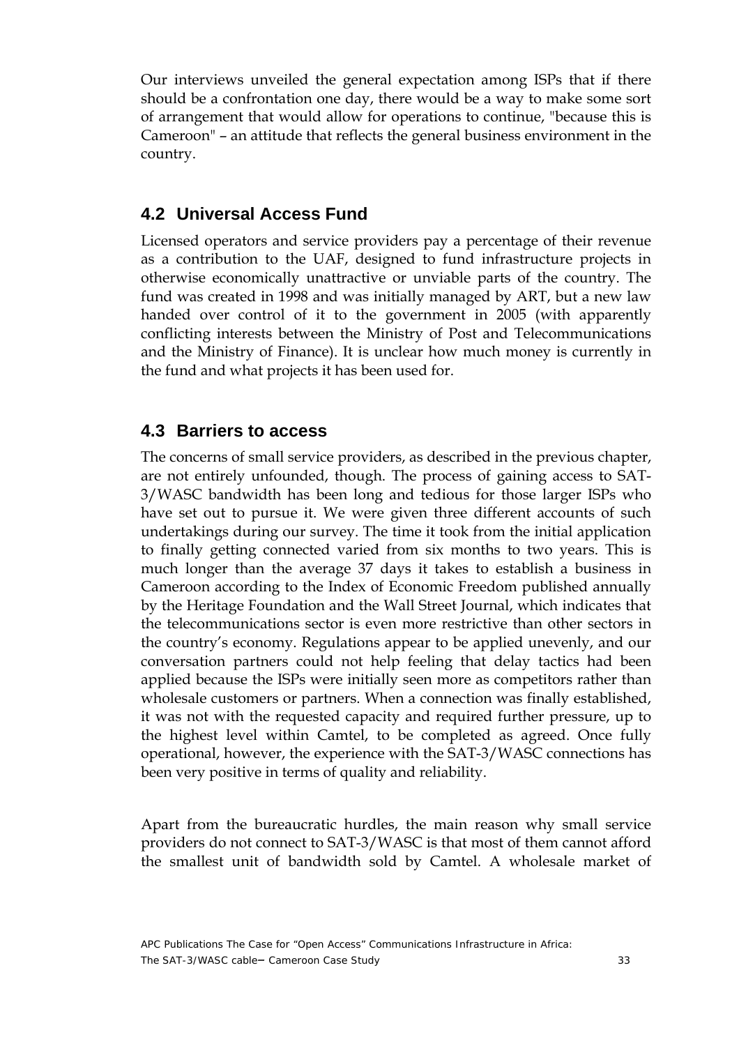Our interviews unveiled the general expectation among ISPs that if there should be a confrontation one day, there would be a way to make some sort of arrangement that would allow for operations to continue, "because this is Cameroon" – an attitude that reflects the general business environment in the country.

## 4.2 Universal Access Fund

Licensed operators and service providers pay a percentage of their revenue as a contribution to the UAF, designed to fund infrastructure projects in otherwise economically unattractive or unviable parts of the country. The fund was created in 1998 and was initially managed by ART, but a new law handed over control of it to the government in 2005 (with apparently conflicting interests between the Ministry of Post and Telecommunications and the Ministry of Finance). It is unclear how much money is currently in the fund and what projects it has been used for.

## 4.3 Barriers to access

The concerns of small service providers, as described in the previous chapter, are not entirely unfounded, though. The process of gaining access to SAT-3/WASC bandwidth has been long and tedious for those larger ISPs who have set out to pursue it. We were given three different accounts of such undertakings during our survey. The time it took from the initial application to finally getting connected varied from six months to two years. This is much longer than the average 37 days it takes to establish a business in Cameroon according to the Index of Economic Freedom published annually by the Heritage Foundation and the Wall Street Journal, which indicates that the telecommunications sector is even more restrictive than other sectors in the country's economy. Regulations appear to be applied unevenly, and our conversation partners could not help feeling that delay tactics had been applied because the ISPs were initially seen more as competitors rather than wholesale customers or partners. When a connection was finally established, it was not with the requested capacity and required further pressure, up to the highest level within Camtel, to be completed as agreed. Once fully operational, however, the experience with the SAT-3/WASC connections has been very positive in terms of quality and reliability.

Apart from the bureaucratic hurdles, the main reason why small service providers do not connect to SAT-3/WASC is that most of them cannot afford the smallest unit of bandwidth sold by Camtel. A wholesale market of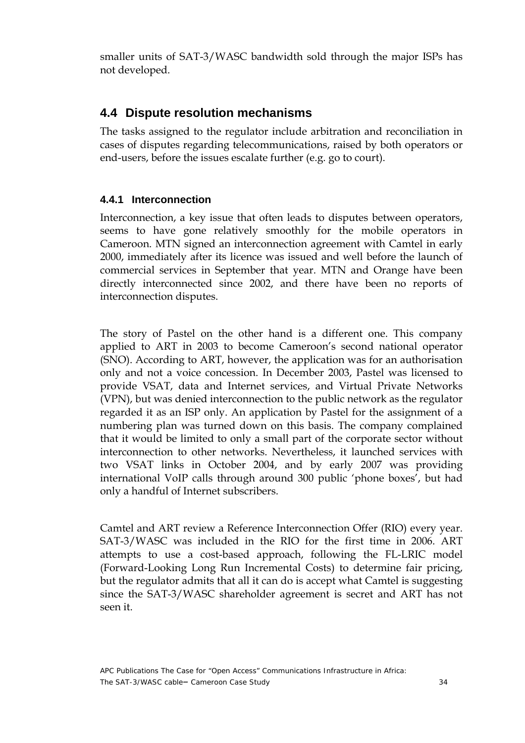smaller units of SAT-3/WASC bandwidth sold through the major ISPs has not developed.

## 4.4 Dispute resolution mechanisms

The tasks assigned to the regulator include arbitration and reconciliation in cases of disputes regarding telecommunications, raised by both operators or end-users, before the issues escalate further (e.g. go to court).

### 4.4.1 Interconnection

Interconnection, a key issue that often leads to disputes between operators, seems to have gone relatively smoothly for the mobile operators in Cameroon. MTN signed an interconnection agreement with Camtel in early 2000, immediately after its licence was issued and well before the launch of commercial services in September that year. MTN and Orange have been directly interconnected since 2002, and there have been no reports of interconnection disputes.

The story of Pastel on the other hand is a different one. This company applied to ART in 2003 to become Cameroon's second national operator (SNO). According to ART, however, the application was for an authorisation only and not a voice concession. In December 2003, Pastel was licensed to provide VSAT, data and Internet services, and Virtual Private Networks (VPN), but was denied interconnection to the public network as the regulator regarded it as an ISP only. An application by Pastel for the assignment of a numbering plan was turned down on this basis. The company complained that it would be limited to only a small part of the corporate sector without interconnection to other networks. Nevertheless, it launched services with two VSAT links in October 2004, and by early 2007 was providing international VoIP calls through around 300 public 'phone boxes', but had only a handful of Internet subscribers.

Camtel and ART review a Reference Interconnection Offer (RIO) every year. SAT-3/WASC was included in the RIO for the first time in 2006. ART attempts to use a cost-based approach, following the FL-LRIC model (Forward-Looking Long Run Incremental Costs) to determine fair pricing, but the regulator admits that all it can do is accept what Camtel is suggesting since the SAT-3/WASC shareholder agreement is secret and ART has not seen it.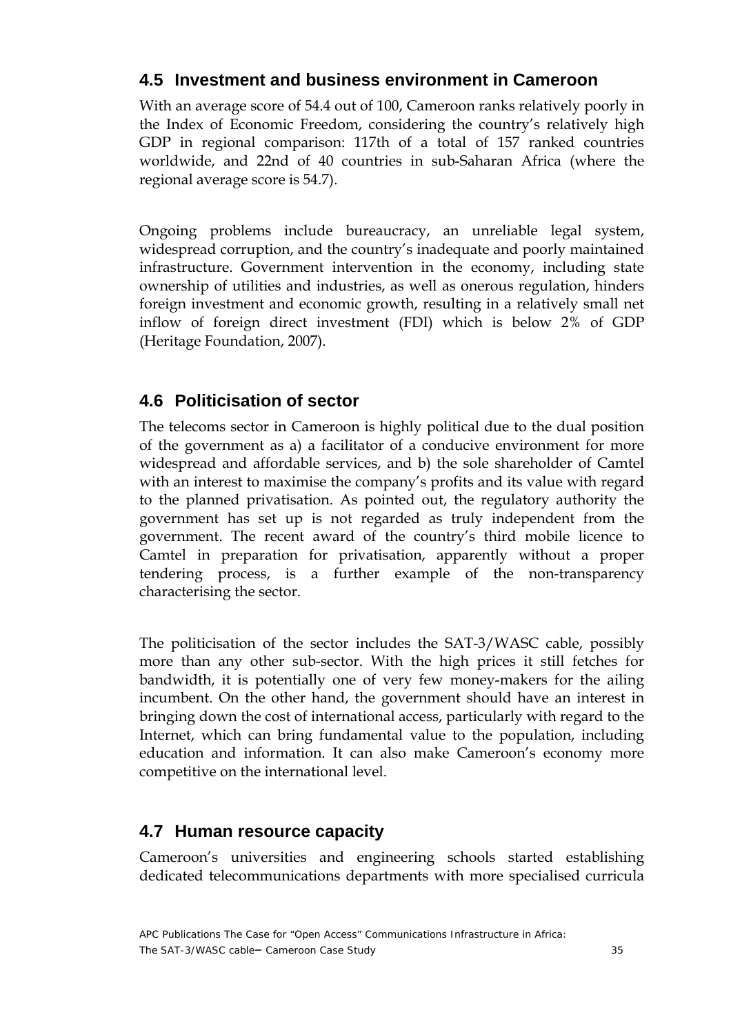## 4.5 Investment and business environment in Cameroon

With an average score of 54.4 out of 100, Cameroon ranks relatively poorly in the Index of Economic Freedom, considering the country's relatively high GDP in regional comparison: 117th of a total of 157 ranked countries worldwide, and 22nd of 40 countries in sub-Saharan Africa (where the regional average score is 54.7).

Ongoing problems include bureaucracy, an unreliable legal system, widespread corruption, and the country's inadequate and poorly maintained infrastructure. Government intervention in the economy, including state ownership of utilities and industries, as well as onerous regulation, hinders foreign investment and economic growth, resulting in a relatively small net inflow of foreign direct investment (FDI) which is below 2% of GDP (Heritage Foundation, 2007).

## 4.6 Politicisation of sector

The telecoms sector in Cameroon is highly political due to the dual position of the government as a) a facilitator of a conducive environment for more widespread and affordable services, and b) the sole shareholder of Camtel with an interest to maximise the company's profits and its value with regard to the planned privatisation. As pointed out, the regulatory authority the government has set up is not regarded as truly independent from the government. The recent award of the country's third mobile licence to Camtel in preparation for privatisation, apparently without a proper tendering process, is a further example of the non-transparency characterising the sector.

The politicisation of the sector includes the SAT-3/WASC cable, possibly more than any other sub-sector. With the high prices it still fetches for bandwidth, it is potentially one of very few money-makers for the ailing incumbent. On the other hand, the government should have an interest in bringing down the cost of international access, particularly with regard to the Internet, which can bring fundamental value to the population, including education and information. It can also make Cameroon's economy more competitive on the international level.

## 4.7 Human resource capacity

Cameroon's universities and engineering schools started establishing dedicated telecommunications departments with more specialised curricula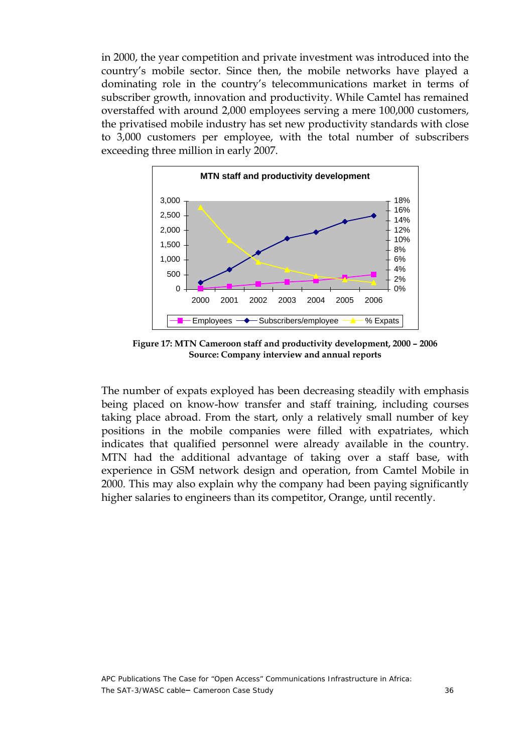in 2000, the year competition and private investment was introduced into the country's mobile sector. Since then, the mobile networks have played a dominating role in the country's telecommunications market in terms of subscriber growth, innovation and productivity. While Camtel has remained overstaffed with around 2,000 employees serving a mere 100,000 customers, the privatised mobile industry has set new productivity standards with close to 3,000 customers per employee, with the total number of subscribers exceeding three million in early 2007.

MTN staff and productivity development

3,000
2,500
2,000
1,500
1,000
500
0

18%
16%
14%
12%
10%
8%
6%
4%
2%
0%

2000 2001 2002 2003 2004 2005 2006

Employees — Subscribers/employee — % Expats

**Figure 17: MTN Cameroon staff and productivity development, 2000 – 2006**
**Source: Company interview and annual reports**

The number of expats exployed has been decreasing steadily with emphasis being placed on know-how transfer and staff training, including courses taking place abroad. From the start, only a relatively small number of key positions in the mobile companies were filled with expatriates, which indicates that qualified personnel were already available in the country. MTN had the additional advantage of taking over a staff base, with experience in GSM network design and operation, from Camtel Mobile in 2000. This may also explain why the company had been paying significantly higher salaries to engineers than its competitor, Orange, until recently.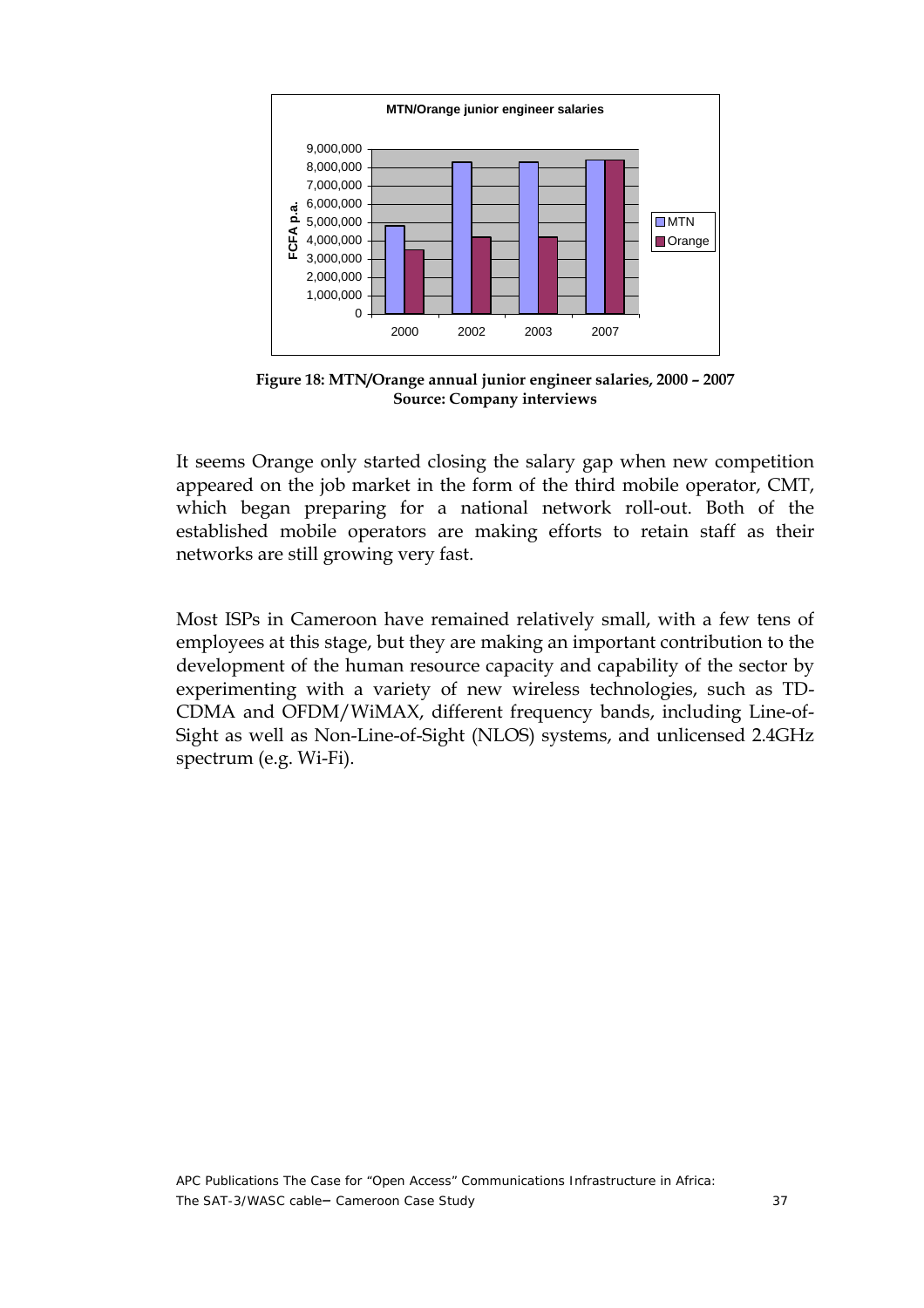MTN/Orange junior engineer salaries

FCFA p.a.

9,000,000
8,000,000
7,000,000
6,000,000
5,000,000
4,000,000
3,000,000
2,000,000
1,000,000
0

2000
2002
2003
2007

MTN
Orange

**Figure 18: MTN/Orange annual junior engineer salaries, 2000 – 2007**
**Source: Company interviews**

It seems Orange only started closing the salary gap when new competition appeared on the job market in the form of the third mobile operator, CMT, which began preparing for a national network roll-out. Both of the established mobile operators are making efforts to retain staff as their networks are still growing very fast.

Most ISPs in Cameroon have remained relatively small, with a few tens of employees at this stage, but they are making an important contribution to the development of the human resource capacity and capability of the sector by experimenting with a variety of new wireless technologies, such as TD-CDMA and OFDM/WiMAX, different frequency bands, including Line-of-Sight as well as Non-Line-of-Sight (NLOS) systems, and unlicensed 2.4GHz spectrum (e.g. Wi-Fi).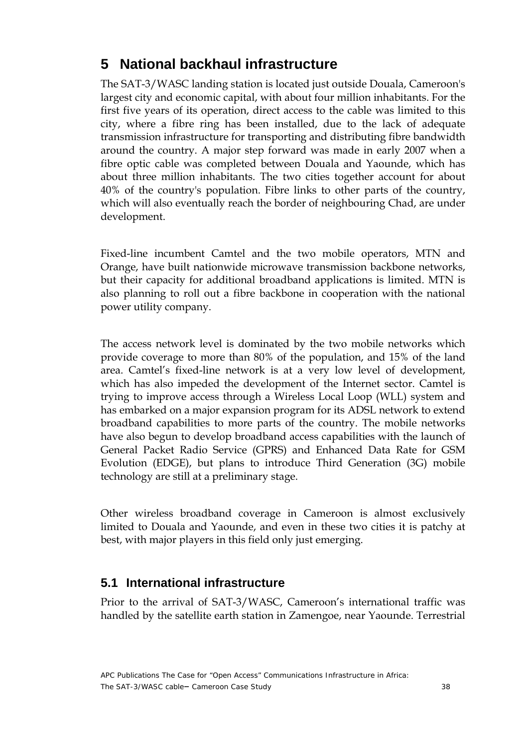# 5 National backhaul infrastructure

The SAT-3/WASC landing station is located just outside Douala, Cameroon's largest city and economic capital, with about four million inhabitants. For the first five years of its operation, direct access to the cable was limited to this city, where a fibre ring has been installed, due to the lack of adequate transmission infrastructure for transporting and distributing fibre bandwidth around the country. A major step forward was made in early 2007 when a fibre optic cable was completed between Douala and Yaounde, which has about three million inhabitants. The two cities together account for about 40% of the country's population. Fibre links to other parts of the country, which will also eventually reach the border of neighbouring Chad, are under development.

Fixed-line incumbent Camtel and the two mobile operators, MTN and Orange, have built nationwide microwave transmission backbone networks, but their capacity for additional broadband applications is limited. MTN is also planning to roll out a fibre backbone in cooperation with the national power utility company.

The access network level is dominated by the two mobile networks which provide coverage to more than 80% of the population, and 15% of the land area. Camtel's fixed-line network is at a very low level of development, which has also impeded the development of the Internet sector. Camtel is trying to improve access through a Wireless Local Loop (WLL) system and has embarked on a major expansion program for its ADSL network to extend broadband capabilities to more parts of the country. The mobile networks have also begun to develop broadband access capabilities with the launch of General Packet Radio Service (GPRS) and Enhanced Data Rate for GSM Evolution (EDGE), but plans to introduce Third Generation (3G) mobile technology are still at a preliminary stage.

Other wireless broadband coverage in Cameroon is almost exclusively limited to Douala and Yaounde, and even in these two cities it is patchy at best, with major players in this field only just emerging.

## 5.1 International infrastructure

Prior to the arrival of SAT-3/WASC, Cameroon's international traffic was handled by the satellite earth station in Zamengoe, near Yaounde. Terrestrial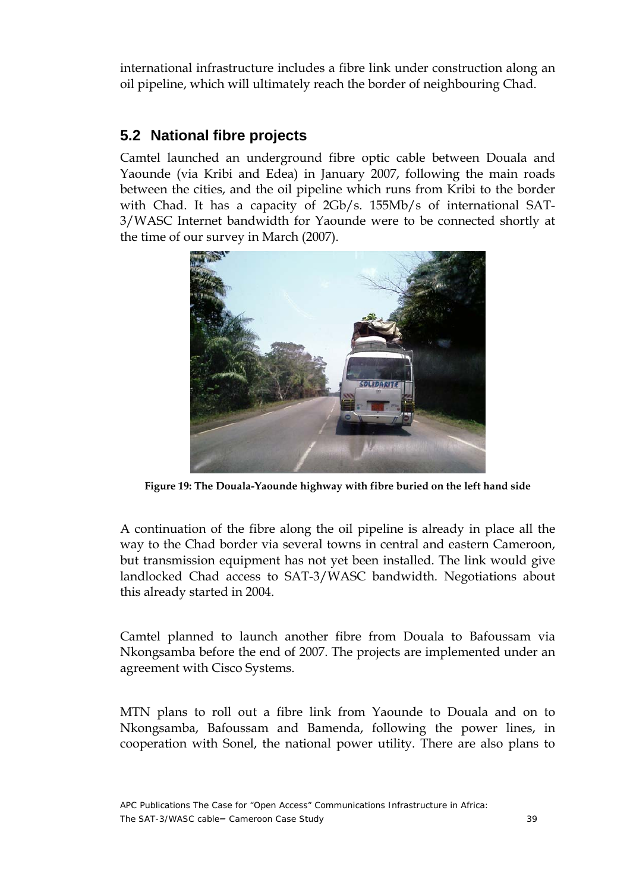international infrastructure includes a fibre link under construction along an oil pipeline, which will ultimately reach the border of neighbouring Chad.

## 5.2 National fibre projects

Camtel launched an underground fibre optic cable between Douala and Yaounde (via Kribi and Edea) in January 2007, following the main roads between the cities, and the oil pipeline which runs from Kribi to the border with Chad. It has a capacity of 2Gb/s. 155Mb/s of international SAT-3/WASC Internet bandwidth for Yaounde were to be connected shortly at the time of our survey in March (2007).

**Figure 19: The Douala-Yaounde highway with fibre buried on the left hand side**

A continuation of the fibre along the oil pipeline is already in place all the way to the Chad border via several towns in central and eastern Cameroon, but transmission equipment has not yet been installed. The link would give landlocked Chad access to SAT-3/WASC bandwidth. Negotiations about this already started in 2004.

Camtel planned to launch another fibre from Douala to Bafoussam via Nkongsamba before the end of 2007. The projects are implemented under an agreement with Cisco Systems.

MTN plans to roll out a fibre link from Yaounde to Douala and on to Nkongsamba, Bafoussam and Bamenda, following the power lines, in cooperation with Sonel, the national power utility. There are also plans to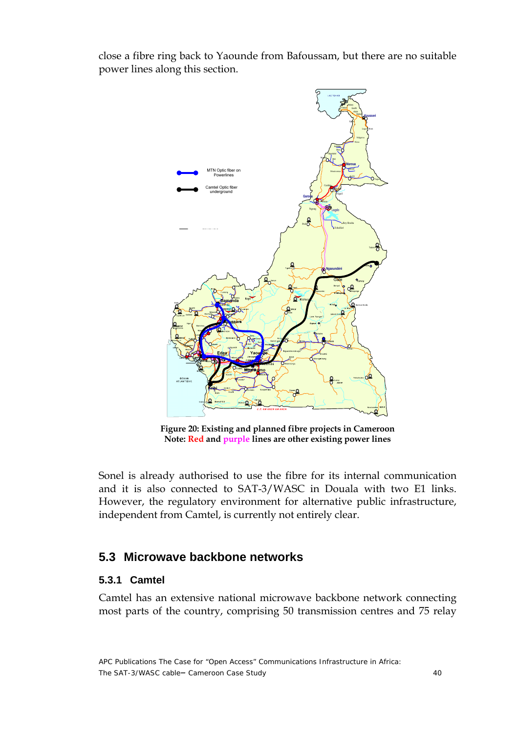close a fibre ring back to Yaounde from Bafoussam, but there are no suitable power lines along this section.

MTN Optic fiber on Powerlines

Camtel Optic fiber underground

**Figure 20: Existing and planned fibre projects in Cameroon**
**Note: Red and purple lines are other existing power lines**

Sonel is already authorised to use the fibre for its internal communication and it is also connected to SAT-3/WASC in Douala with two E1 links. However, the regulatory environment for alternative public infrastructure, independent from Camtel, is currently not entirely clear.

## 5.3 Microwave backbone networks

### 5.3.1 Camtel

Camtel has an extensive national microwave backbone network connecting most parts of the country, comprising 50 transmission centres and 75 relay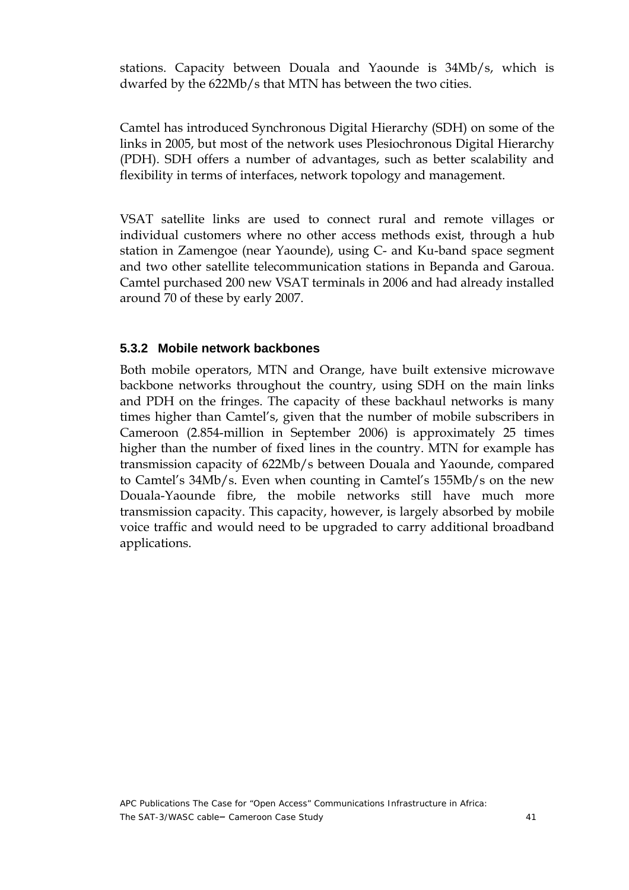stations. Capacity between Douala and Yaounde is 34Mb/s, which is dwarfed by the 622Mb/s that MTN has between the two cities.

Camtel has introduced Synchronous Digital Hierarchy (SDH) on some of the links in 2005, but most of the network uses Plesiochronous Digital Hierarchy (PDH). SDH offers a number of advantages, such as better scalability and flexibility in terms of interfaces, network topology and management.

VSAT satellite links are used to connect rural and remote villages or individual customers where no other access methods exist, through a hub station in Zamengoe (near Yaounde), using C- and Ku-band space segment and two other satellite telecommunication stations in Bepanda and Garoua. Camtel purchased 200 new VSAT terminals in 2006 and had already installed around 70 of these by early 2007.

### 5.3.2 Mobile network backbones

Both mobile operators, MTN and Orange, have built extensive microwave backbone networks throughout the country, using SDH on the main links and PDH on the fringes. The capacity of these backhaul networks is many times higher than Camtel's, given that the number of mobile subscribers in Cameroon (2.854-million in September 2006) is approximately 25 times higher than the number of fixed lines in the country. MTN for example has transmission capacity of 622Mb/s between Douala and Yaounde, compared to Camtel's 34Mb/s. Even when counting in Camtel's 155Mb/s on the new Douala-Yaounde fibre, the mobile networks still have much more transmission capacity. This capacity, however, is largely absorbed by mobile voice traffic and would need to be upgraded to carry additional broadband applications.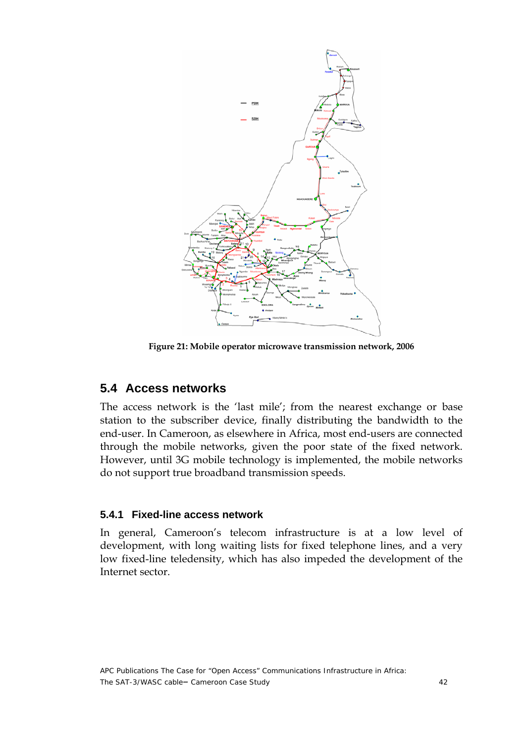Figure 21: Mobile operator microwave transmission network, 2006

## 5.4 Access networks

The access network is the 'last mile'; from the nearest exchange or base station to the subscriber device, finally distributing the bandwidth to the end-user. In Cameroon, as elsewhere in Africa, most end-users are connected through the mobile networks, given the poor state of the fixed network. However, until 3G mobile technology is implemented, the mobile networks do not support true broadband transmission speeds.

### 5.4.1 Fixed-line access network

In general, Cameroon's telecom infrastructure is at a low level of development, with long waiting lists for fixed telephone lines, and a very low fixed-line teledensity, which has also impeded the development of the Internet sector.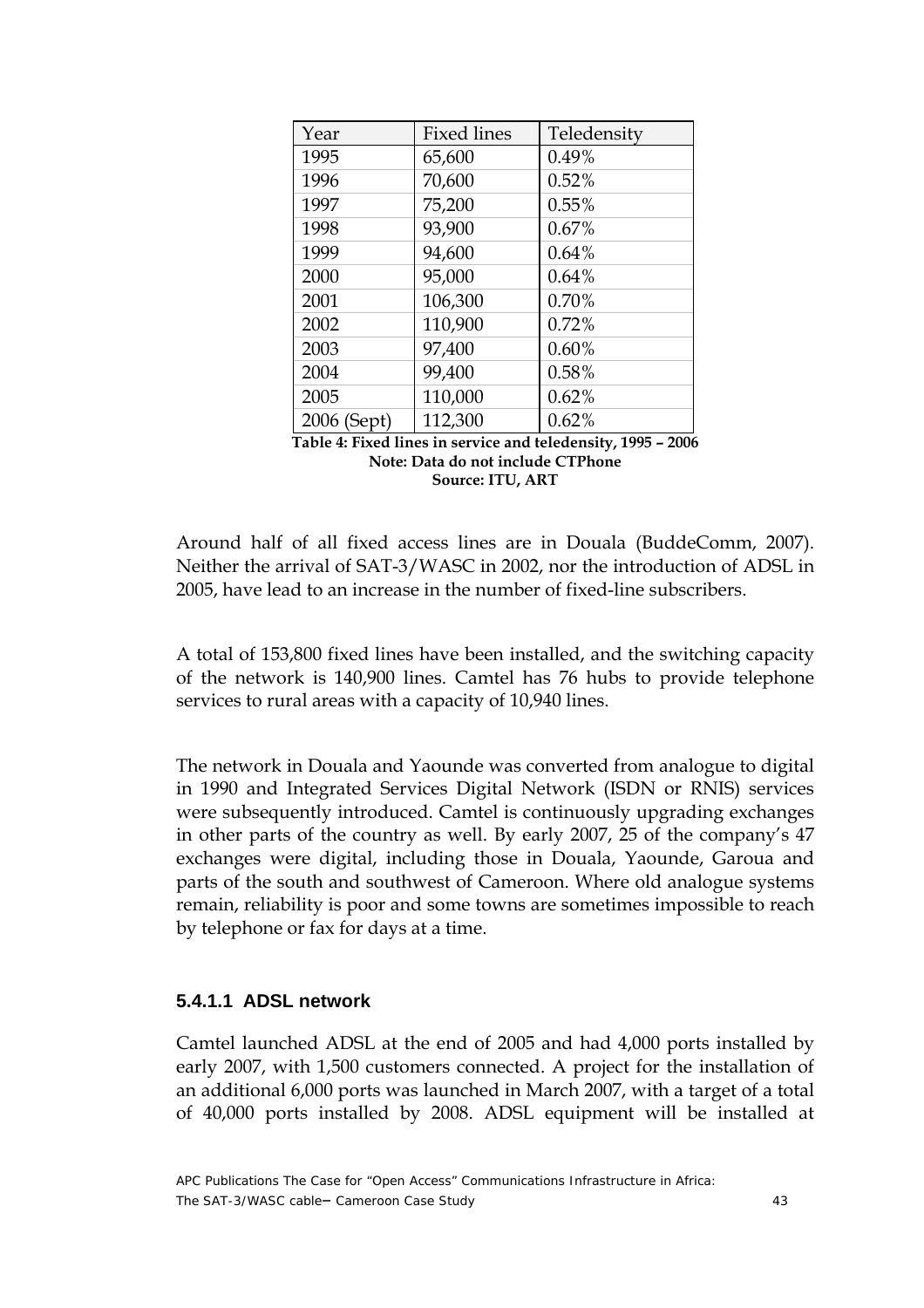| Year | Fixed lines | Teledensity |
|---|---|---|
| 1995 | 65,600 | 0.49% |
| 1996 | 70,600 | 0.52% |
| 1997 | 75,200 | 0.55% |
| 1998 | 93,900 | 0.67% |
| 1999 | 94,600 | 0.64% |
| 2000 | 95,000 | 0.64% |
| 2001 | 106,300 | 0.70% |
| 2002 | 110,900 | 0.72% |
| 2003 | 97,400 | 0.60% |
| 2004 | 99,400 | 0.58% |
| 2005 | 110,000 | 0.62% |
| 2006 (Sept) | 112,300 | 0.62% |

**Table 4: Fixed lines in service and teledensity, 1995 – 2006**
**Note: Data do not include CTPhone**
**Source: ITU, ART**

Around half of all fixed access lines are in Douala (BuddeComm, 2007). Neither the arrival of SAT-3/WASC in 2002, nor the introduction of ADSL in 2005, have lead to an increase in the number of fixed-line subscribers.

A total of 153,800 fixed lines have been installed, and the switching capacity of the network is 140,900 lines. Camtel has 76 hubs to provide telephone services to rural areas with a capacity of 10,940 lines.

The network in Douala and Yaounde was converted from analogue to digital in 1990 and Integrated Services Digital Network (ISDN or RNIS) services were subsequently introduced. Camtel is continuously upgrading exchanges in other parts of the country as well. By early 2007, 25 of the company's 47 exchanges were digital, including those in Douala, Yaounde, Garoua and parts of the south and southwest of Cameroon. Where old analogue systems remain, reliability is poor and some towns are sometimes impossible to reach by telephone or fax for days at a time.

#### 5.4.1.1 ADSL network

Camtel launched ADSL at the end of 2005 and had 4,000 ports installed by early 2007, with 1,500 customers connected. A project for the installation of an additional 6,000 ports was launched in March 2007, with a target of a total of 40,000 ports installed by 2008. ADSL equipment will be installed at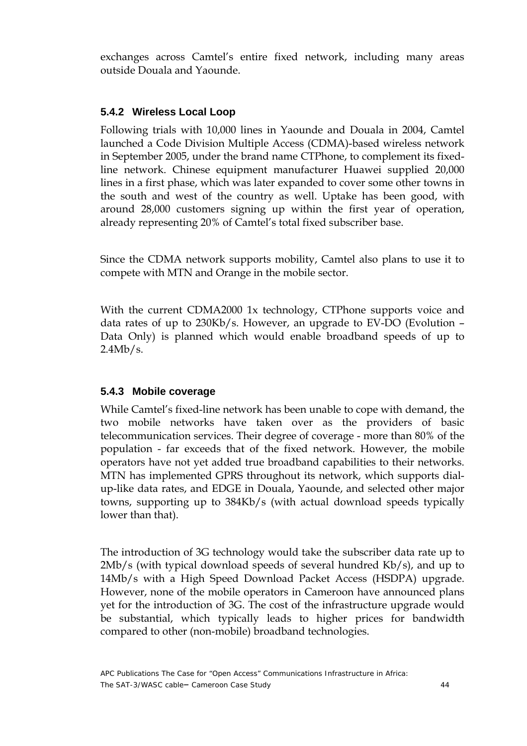exchanges across Camtel's entire fixed network, including many areas outside Douala and Yaounde.

### 5.4.2 Wireless Local Loop

Following trials with 10,000 lines in Yaounde and Douala in 2004, Camtel launched a Code Division Multiple Access (CDMA)-based wireless network in September 2005, under the brand name CTPhone, to complement its fixed-line network. Chinese equipment manufacturer Huawei supplied 20,000 lines in a first phase, which was later expanded to cover some other towns in the south and west of the country as well. Uptake has been good, with around 28,000 customers signing up within the first year of operation, already representing 20% of Camtel's total fixed subscriber base.

Since the CDMA network supports mobility, Camtel also plans to use it to compete with MTN and Orange in the mobile sector.

With the current CDMA2000 1x technology, CTPhone supports voice and data rates of up to 230Kb/s. However, an upgrade to EV-DO (Evolution – Data Only) is planned which would enable broadband speeds of up to 2.4Mb/s.

### 5.4.3 Mobile coverage

While Camtel's fixed-line network has been unable to cope with demand, the two mobile networks have taken over as the providers of basic telecommunication services. Their degree of coverage - more than 80% of the population - far exceeds that of the fixed network. However, the mobile operators have not yet added true broadband capabilities to their networks. MTN has implemented GPRS throughout its network, which supports dial-up-like data rates, and EDGE in Douala, Yaounde, and selected other major towns, supporting up to 384Kb/s (with actual download speeds typically lower than that).

The introduction of 3G technology would take the subscriber data rate up to 2Mb/s (with typical download speeds of several hundred Kb/s), and up to 14Mb/s with a High Speed Download Packet Access (HSDPA) upgrade. However, none of the mobile operators in Cameroon have announced plans yet for the introduction of 3G. The cost of the infrastructure upgrade would be substantial, which typically leads to higher prices for bandwidth compared to other (non-mobile) broadband technologies.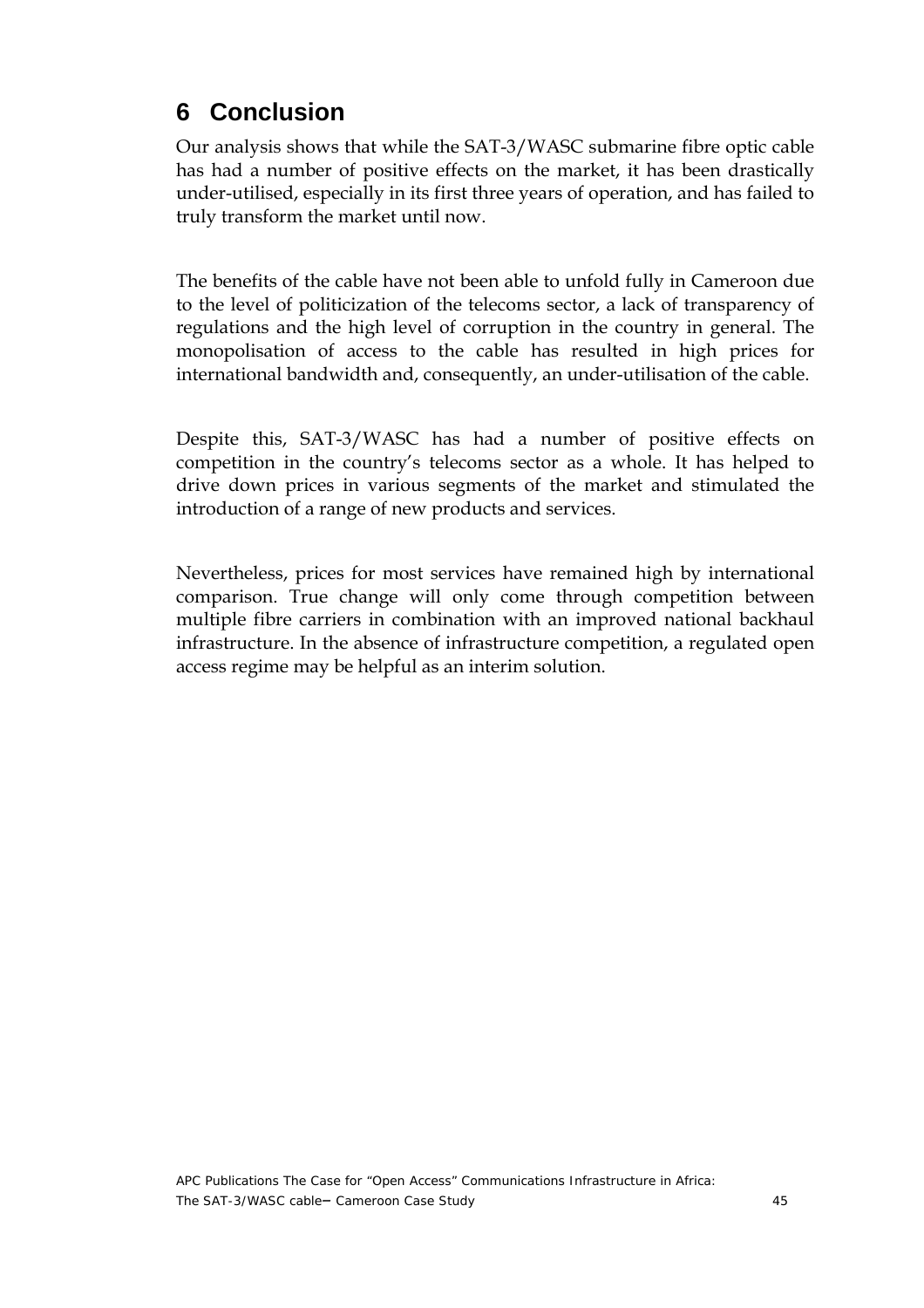# 6 Conclusion

Our analysis shows that while the SAT-3/WASC submarine fibre optic cable has had a number of positive effects on the market, it has been drastically under-utilised, especially in its first three years of operation, and has failed to truly transform the market until now.

The benefits of the cable have not been able to unfold fully in Cameroon due to the level of politicization of the telecoms sector, a lack of transparency of regulations and the high level of corruption in the country in general. The monopolisation of access to the cable has resulted in high prices for international bandwidth and, consequently, an under-utilisation of the cable.

Despite this, SAT-3/WASC has had a number of positive effects on competition in the country's telecoms sector as a whole. It has helped to drive down prices in various segments of the market and stimulated the introduction of a range of new products and services.

Nevertheless, prices for most services have remained high by international comparison. True change will only come through competition between multiple fibre carriers in combination with an improved national backhaul infrastructure. In the absence of infrastructure competition, a regulated open access regime may be helpful as an interim solution.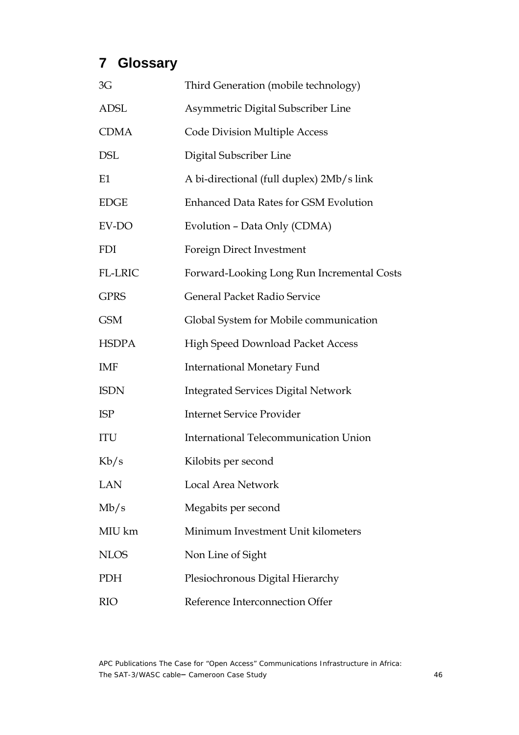# 7 Glossary

| | |
|---|---|
| 3G | Third Generation (mobile technology) |
| ADSL | Asymmetric Digital Subscriber Line |
| CDMA | Code Division Multiple Access |
| DSL | Digital Subscriber Line |
| E1 | A bi-directional (full duplex) 2Mb/s link |
| EDGE | Enhanced Data Rates for GSM Evolution |
| EV-DO | Evolution – Data Only (CDMA) |
| FDI | Foreign Direct Investment |
| FL-LRIC | Forward-Looking Long Run Incremental Costs |
| GPRS | General Packet Radio Service |
| GSM | Global System for Mobile communication |
| HSDPA | High Speed Download Packet Access |
| IMF | International Monetary Fund |
| ISDN | Integrated Services Digital Network |
| ISP | Internet Service Provider |
| ITU | International Telecommunication Union |
| Kb/s | Kilobits per second |
| LAN | Local Area Network |
| Mb/s | Megabits per second |
| MIU km | Minimum Investment Unit kilometers |
| NLOS | Non Line of Sight |
| PDH | Plesiochronous Digital Hierarchy |
| RIO | Reference Interconnection Offer |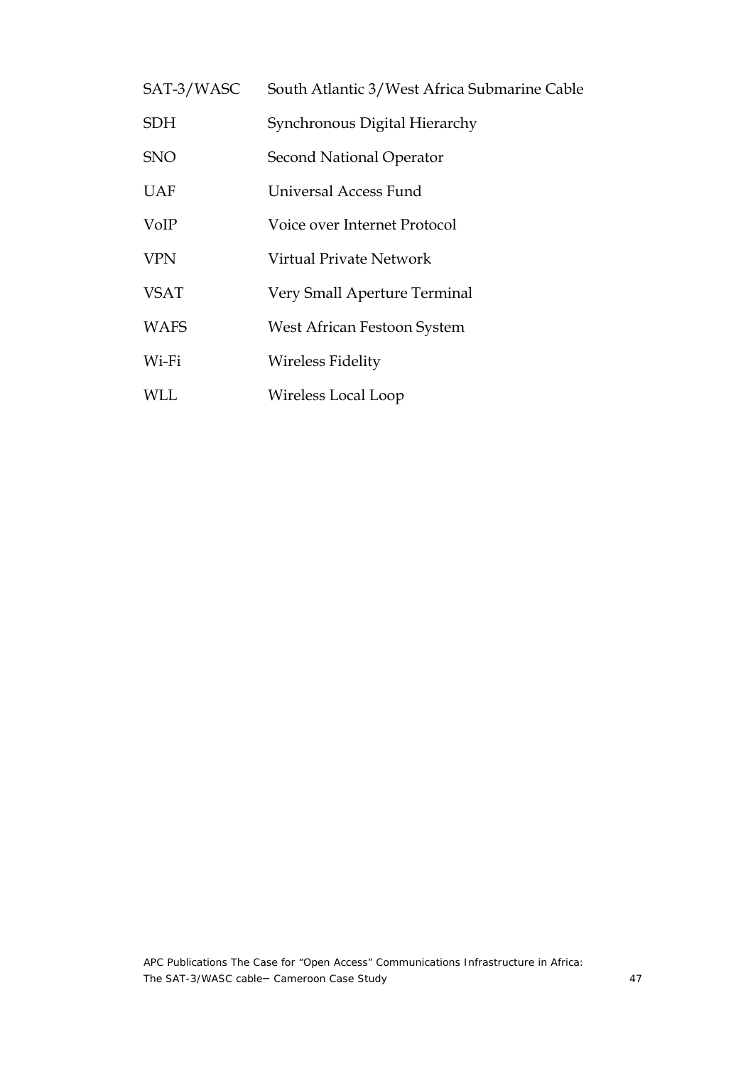| | |
|---|---|
| SAT-3/WASC | South Atlantic 3/West Africa Submarine Cable |
| SDH | Synchronous Digital Hierarchy |
| SNO | Second National Operator |
| UAF | Universal Access Fund |
| VoIP | Voice over Internet Protocol |
| VPN | Virtual Private Network |
| VSAT | Very Small Aperture Terminal |
| WAFS | West African Festoon System |
| Wi-Fi | Wireless Fidelity |
| WLL | Wireless Local Loop |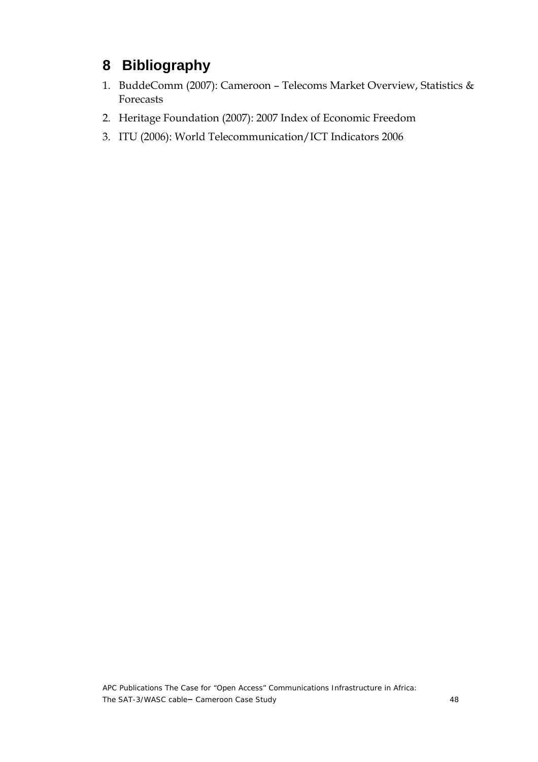# 8 Bibliography

1. BuddeComm (2007): Cameroon – Telecoms Market Overview, Statistics & Forecasts
2. Heritage Foundation (2007): 2007 Index of Economic Freedom
3. ITU (2006): World Telecommunication/ICT Indicators 2006